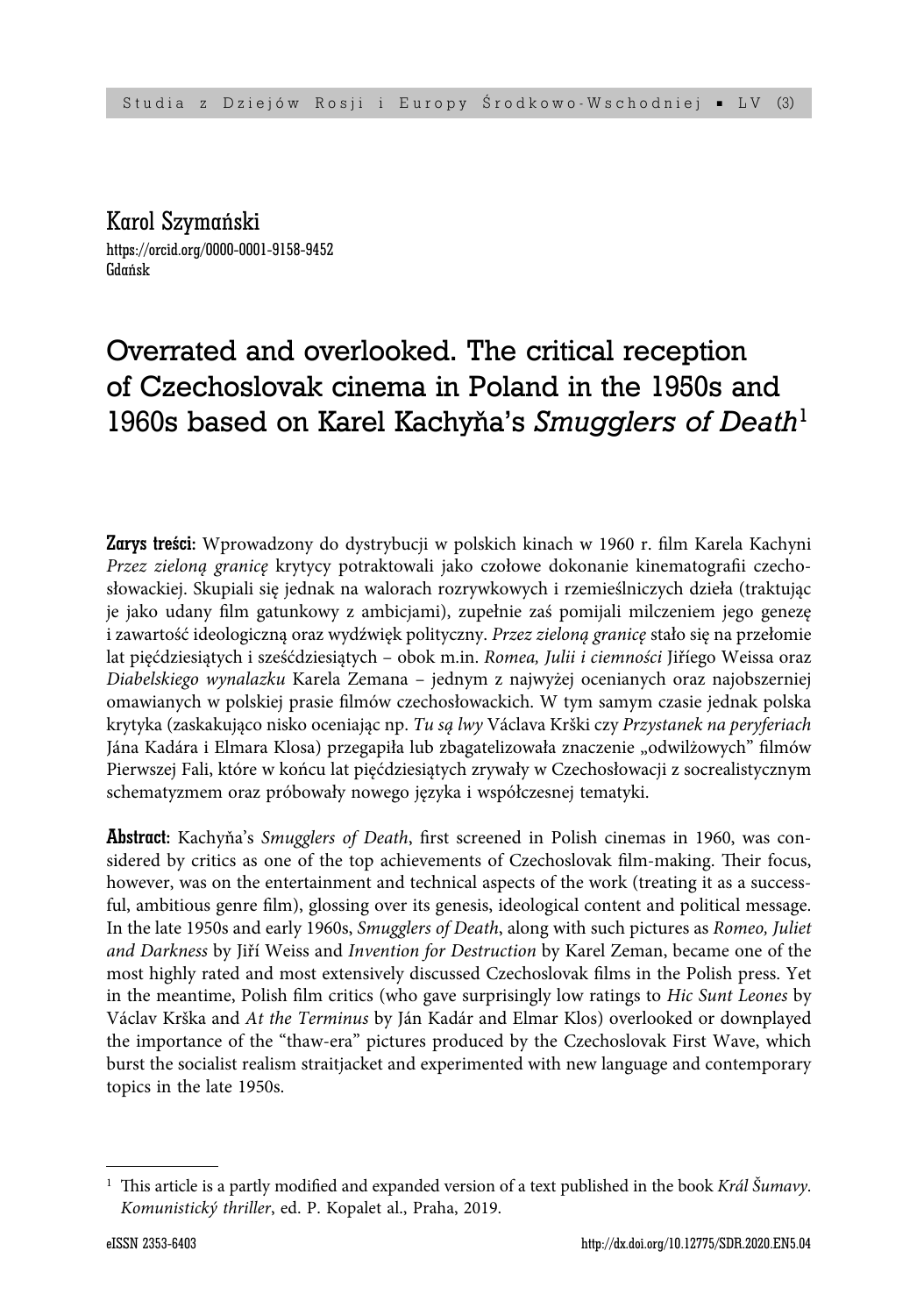Karol Szymański
https://orcid.org/0000-0001-9158-9452
Gdańsk

# Overrated and overlooked. The critical reception of Czechoslovak cinema in Poland in the 1950s and 1960s based on Karel Kachyňa's *Smugglers of Death*[1]

**Zarys treści:** Wprowadzony do dystrybucji w polskich kinach w 1960 r. film Karela Kachyni *Przez zieloną granicę* krytycy potraktowali jako czołowe dokonanie kinematografii czechosłowackiej. Skupiali się jednak na walorach rozrywkowych i rzemieślniczych dzieła (traktując je jako udany film gatunkowy z ambicjami), zupełnie zaś pomijali milczeniem jego genezę i zawartość ideologiczną oraz wydźwięk polityczny. *Przez zieloną granicę* stało się na przełomie lat pięćdziesiątych i sześćdziesiątych – obok m.in. *Romea, Julii i ciemności* Jiřího Weissa oraz *Diabelskiego wynalazku* Karela Zemana – jednym z najwyżej ocenianych oraz najobszerniej omawianych w polskiej prasie filmów czechosłowackich. W tym samym czasie jednak polska krytyka (zaskakująco nisko oceniając np. *Tu są lwy* Václava Krški czy *Przystanek na peryferiach* Jána Kadára i Elmara Klosa) przegapiła lub zbagatelizowała znaczenie „odwilżowych" filmów Pierwszej Fali, które w końcu lat pięćdziesiątych zrywały w Czechosłowacji z socrealistycznym schematyzmem oraz próbowały nowego języka i współczesnej tematyki.

**Abstract:** Kachyňa's *Smugglers of Death*, first screened in Polish cinemas in 1960, was considered by critics as one of the top achievements of Czechoslovak film-making. Their focus, however, was on the entertainment and technical aspects of the work (treating it as a successful, ambitious genre film), glossing over its genesis, ideological content and political message. In the late 1950s and early 1960s, *Smugglers of Death*, along with such pictures as *Romeo, Juliet and Darkness* by Jiří Weiss and *Invention for Destruction* by Karel Zeman, became one of the most highly rated and most extensively discussed Czechoslovak films in the Polish press. Yet in the meantime, Polish film critics (who gave surprisingly low ratings to *Hic Sunt Leones* by Václav Krška and *At the Terminus* by Ján Kadár and Elmar Klos) overlooked or downplayed the importance of the "thaw-era" pictures produced by the Czechoslovak First Wave, which burst the socialist realism straitjacket and experimented with new language and contemporary topics in the late 1950s.

---

[1] This article is a partly modified and expanded version of a text published in the book *Král Šumavy. Komunistický thriller*, ed. P. Kopalet al., Praha, 2019.

eISSN 2353-6403 http://dx.doi.org/10.12775/SDR.2020.EN5.04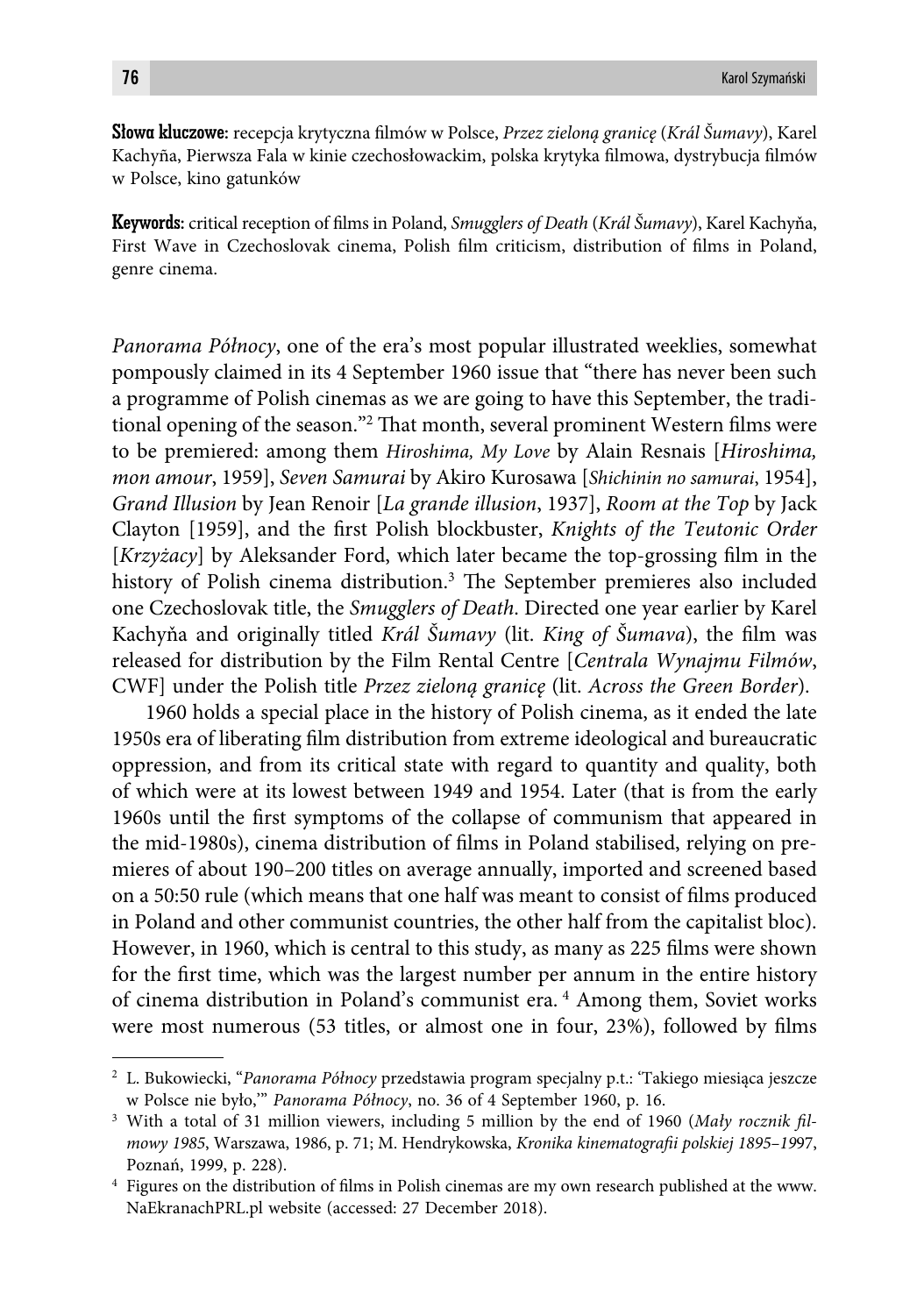**Słowa kluczowe:** recepcja krytyczna filmów w Polsce, *Przez zieloną granicę* (*Král Šumavy*), Karel Kachyňa, Pierwsza Fala w kinie czechosłowackim, polska krytyka filmowa, dystrybucja filmów w Polsce, kino gatunków

**Keywords:** critical reception of films in Poland, *Smugglers of Death* (*Král Šumavy*), Karel Kachyňa, First Wave in Czechoslovak cinema, Polish film criticism, distribution of films in Poland, genre cinema.

*Panorama Północy*, one of the era's most popular illustrated weeklies, somewhat pompously claimed in its 4 September 1960 issue that "there has never been such a programme of Polish cinemas as we are going to have this September, the traditional opening of the season."[2] That month, several prominent Western films were to be premiered: among them *Hiroshima, My Love* by Alain Resnais [*Hiroshima, mon amour*, 1959], *Seven Samurai* by Akiro Kurosawa [*Shichinin no samurai*, 1954], *Grand Illusion* by Jean Renoir [*La grande illusion*, 1937], *Room at the Top* by Jack Clayton [1959], and the first Polish blockbuster, *Knights of the Teutonic Order* [*Krzyżacy*] by Aleksander Ford, which later became the top-grossing film in the history of Polish cinema distribution.[3] The September premieres also included one Czechoslovak title, the *Smugglers of Death*. Directed one year earlier by Karel Kachyňa and originally titled *Král Šumavy* (lit. *King of Šumava*), the film was released for distribution by the Film Rental Centre [*Centrala Wynajmu Filmów*, CWF] under the Polish title *Przez zieloną granicę* (lit. *Across the Green Border*).

1960 holds a special place in the history of Polish cinema, as it ended the late 1950s era of liberating film distribution from extreme ideological and bureaucratic oppression, and from its critical state with regard to quantity and quality, both of which were at its lowest between 1949 and 1954. Later (that is from the early 1960s until the first symptoms of the collapse of communism that appeared in the mid-1980s), cinema distribution of films in Poland stabilised, relying on premieres of about 190–200 titles on average annually, imported and screened based on a 50:50 rule (which means that one half was meant to consist of films produced in Poland and other communist countries, the other half from the capitalist bloc). However, in 1960, which is central to this study, as many as 225 films were shown for the first time, which was the largest number per annum in the entire history of cinema distribution in Poland's communist era.[4] Among them, Soviet works were most numerous (53 titles, or almost one in four, 23%), followed by films

[2] L. Bukowiecki, "*Panorama Północy* przedstawia program specjalny p.t.: 'Takiego miesiąca jeszcze w Polsce nie było,'" *Panorama Północy*, no. 36 of 4 September 1960, p. 16.

[3] With a total of 31 million viewers, including 5 million by the end of 1960 (*Mały rocznik filmowy 1985*, Warszawa, 1986, p. 71; M. Hendrykowska, *Kronika kinematografii polskiej 1895–1997*, Poznań, 1999, p. 228).

[4] Figures on the distribution of films in Polish cinemas are my own research published at the www.NaEkranachPRL.pl website (accessed: 27 December 2018).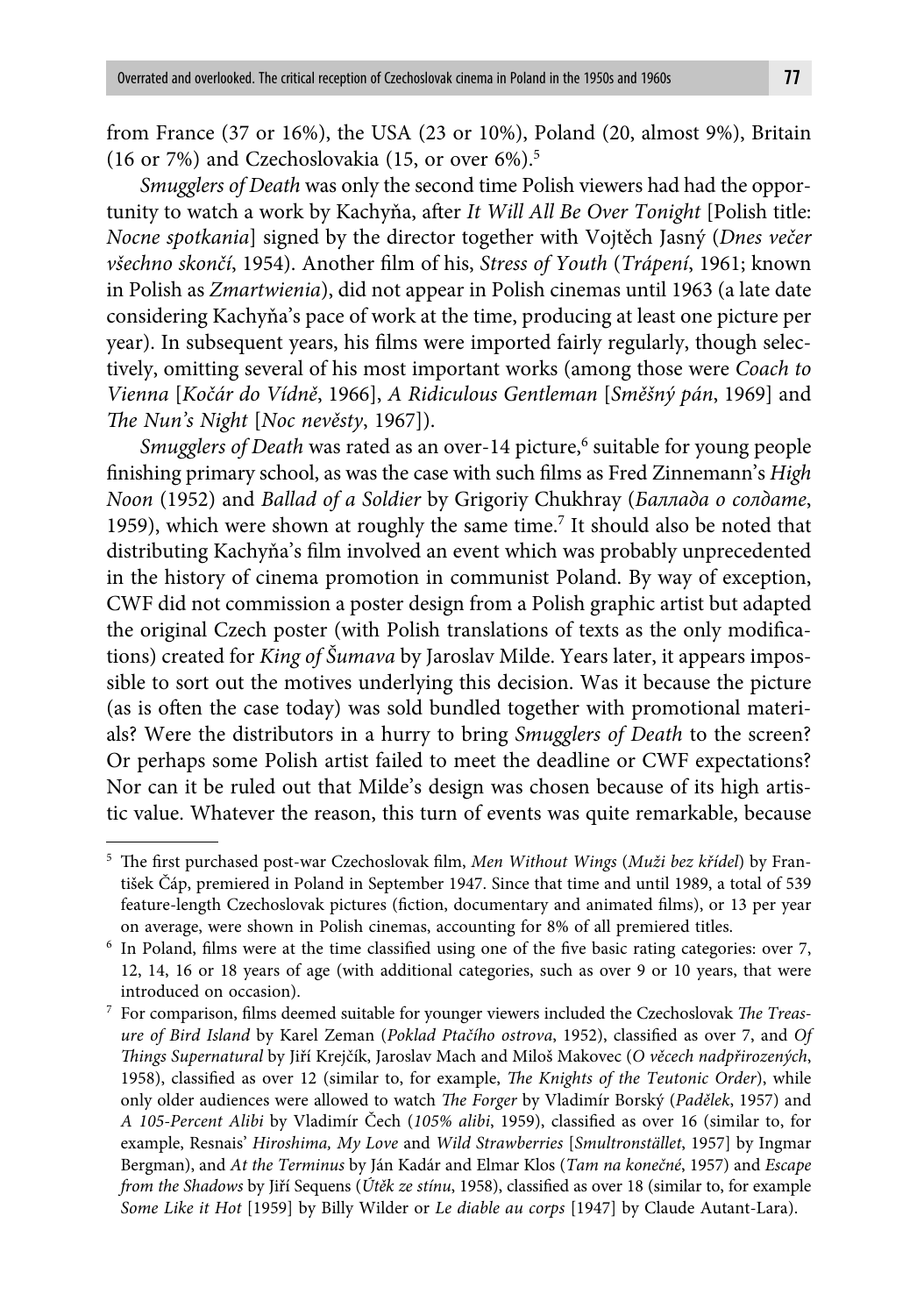from France (37 or 16%), the USA (23 or 10%), Poland (20, almost 9%), Britain (16 or 7%) and Czechoslovakia (15, or over 6%).[5]

*Smugglers of Death* was only the second time Polish viewers had had the opportunity to watch a work by Kachyňa, after *It Will All Be Over Tonight* [Polish title: *Nocne spotkania*] signed by the director together with Vojtěch Jasný (*Dnes večer všechno skončí*, 1954). Another film of his, *Stress of Youth* (*Trápení*, 1961; known in Polish as *Zmartwienia*), did not appear in Polish cinemas until 1963 (a late date considering Kachyňa's pace of work at the time, producing at least one picture per year). In subsequent years, his films were imported fairly regularly, though selectively, omitting several of his most important works (among those were *Coach to Vienna* [*Kočár do Vídně*, 1966], *A Ridiculous Gentleman* [*Směšný pán*, 1969] and *The Nun's Night* [*Noc nevěsty*, 1967]).

*Smugglers of Death* was rated as an over-14 picture,[6] suitable for young people finishing primary school, as was the case with such films as Fred Zinnemann's *High Noon* (1952) and *Ballad of a Soldier* by Grigoriy Chukhray (*Баллада о солдате*, 1959), which were shown at roughly the same time.[7] It should also be noted that distributing Kachyňa's film involved an event which was probably unprecedented in the history of cinema promotion in communist Poland. By way of exception, CWF did not commission a poster design from a Polish graphic artist but adapted the original Czech poster (with Polish translations of texts as the only modifications) created for *King of Šumava* by Jaroslav Milde. Years later, it appears impossible to sort out the motives underlying this decision. Was it because the picture (as is often the case today) was sold bundled together with promotional materials? Were the distributors in a hurry to bring *Smugglers of Death* to the screen? Or perhaps some Polish artist failed to meet the deadline or CWF expectations? Nor can it be ruled out that Milde's design was chosen because of its high artistic value. Whatever the reason, this turn of events was quite remarkable, because

---

[5] The first purchased post-war Czechoslovak film, *Men Without Wings* (*Muži bez křídel*) by František Čáp, premiered in Poland in September 1947. Since that time and until 1989, a total of 539 feature-length Czechoslovak pictures (fiction, documentary and animated films), or 13 per year on average, were shown in Polish cinemas, accounting for 8% of all premiered titles.

[6] In Poland, films were at the time classified using one of the five basic rating categories: over 7, 12, 14, 16 or 18 years of age (with additional categories, such as over 9 or 10 years, that were introduced on occasion).

[7] For comparison, films deemed suitable for younger viewers included the Czechoslovak *The Treasure of Bird Island* by Karel Zeman (*Poklad Ptačího ostrova*, 1952), classified as over 7, and *Of Things Supernatural* by Jiří Krejčík, Jaroslav Mach and Miloš Makovec (*O věcech nadpřirozených*, 1958), classified as over 12 (similar to, for example, *The Knights of the Teutonic Order*), while only older audiences were allowed to watch *The Forger* by Vladimír Borský (*Padělek*, 1957) and *A 105-Percent Alibi* by Vladimír Čech (*105% alibi*, 1959), classified as over 16 (similar to, for example, Resnais' *Hiroshima, My Love* and *Wild Strawberries* [*Smultronstället*, 1957] by Ingmar Bergman), and *At the Terminus* by Ján Kadár and Elmar Klos (*Tam na konečné*, 1957) and *Escape from the Shadows* by Jiří Sequens (*Útěk ze stínu*, 1958), classified as over 18 (similar to, for example *Some Like it Hot* [1959] by Billy Wilder or *Le diable au corps* [1947] by Claude Autant-Lara).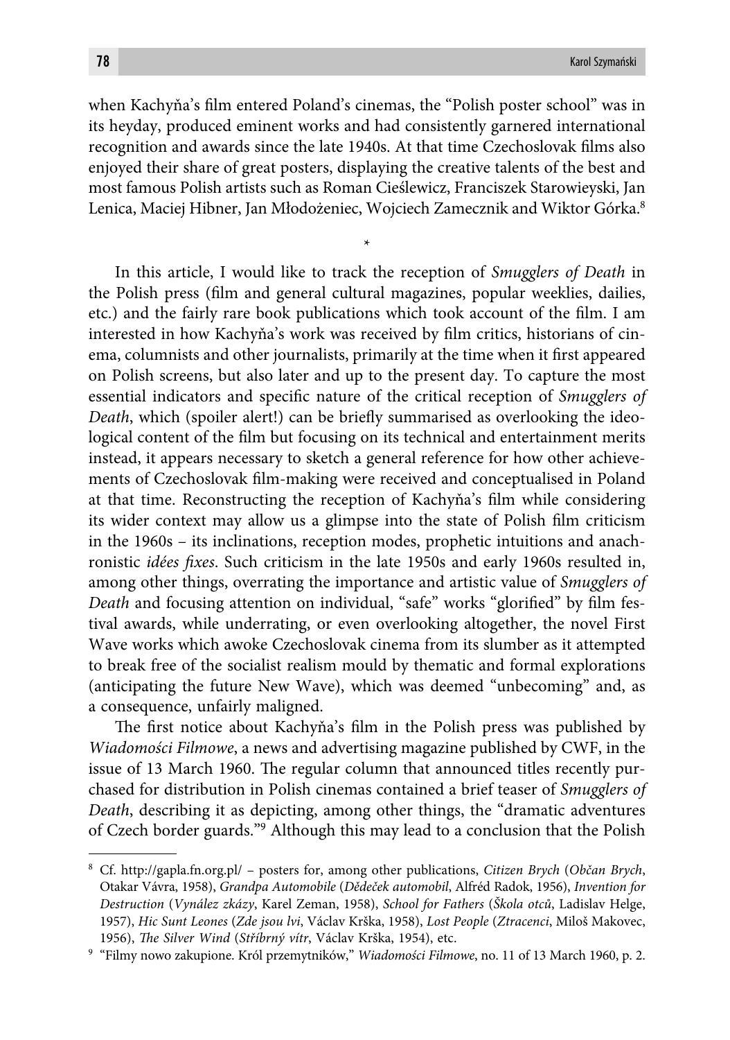when Kachyňa's film entered Poland's cinemas, the "Polish poster school" was in its heyday, produced eminent works and had consistently garnered international recognition and awards since the late 1940s. At that time Czechoslovak films also enjoyed their share of great posters, displaying the creative talents of the best and most famous Polish artists such as Roman Cieślewicz, Franciszek Starowieyski, Jan Lenica, Maciej Hibner, Jan Młodożeniec, Wojciech Zamecznik and Wiktor Górka.[8]

*

In this article, I would like to track the reception of *Smugglers of Death* in the Polish press (film and general cultural magazines, popular weeklies, dailies, etc.) and the fairly rare book publications which took account of the film. I am interested in how Kachyňa's work was received by film critics, historians of cinema, columnists and other journalists, primarily at the time when it first appeared on Polish screens, but also later and up to the present day. To capture the most essential indicators and specific nature of the critical reception of *Smugglers of Death*, which (spoiler alert!) can be briefly summarised as overlooking the ideological content of the film but focusing on its technical and entertainment merits instead, it appears necessary to sketch a general reference for how other achievements of Czechoslovak film-making were received and conceptualised in Poland at that time. Reconstructing the reception of Kachyňa's film while considering its wider context may allow us a glimpse into the state of Polish film criticism in the 1960s – its inclinations, reception modes, prophetic intuitions and anachronistic *idées fixes*. Such criticism in the late 1950s and early 1960s resulted in, among other things, overrating the importance and artistic value of *Smugglers of Death* and focusing attention on individual, "safe" works "glorified" by film festival awards, while underrating, or even overlooking altogether, the novel First Wave works which awoke Czechoslovak cinema from its slumber as it attempted to break free of the socialist realism mould by thematic and formal explorations (anticipating the future New Wave), which was deemed "unbecoming" and, as a consequence, unfairly maligned.

The first notice about Kachyňa's film in the Polish press was published by *Wiadomości Filmowe*, a news and advertising magazine published by CWF, in the issue of 13 March 1960. The regular column that announced titles recently purchased for distribution in Polish cinemas contained a brief teaser of *Smugglers of Death*, describing it as depicting, among other things, the "dramatic adventures of Czech border guards."[9] Although this may lead to a conclusion that the Polish

---

[8] Cf. http://gapla.fn.org.pl/ – posters for, among other publications, *Citizen Brych* (*Občan Brych*, Otakar Vávra, 1958), *Grandpa Automobile* (*Dědeček automobil*, Alfréd Radok, 1956), *Invention for Destruction* (*Vynález zkázy*, Karel Zeman, 1958), *School for Fathers* (*Škola otců*, Ladislav Helge, 1957), *Hic Sunt Leones* (*Zde jsou lvi*, Václav Krška, 1958), *Lost People* (*Ztracenci*, Miloš Makovec, 1956), *The Silver Wind* (*Stříbrný vítr*, Václav Krška, 1954), etc.

[9] "Filmy nowo zakupione. Król przemytników," *Wiadomości Filmowe*, no. 11 of 13 March 1960, p. 2.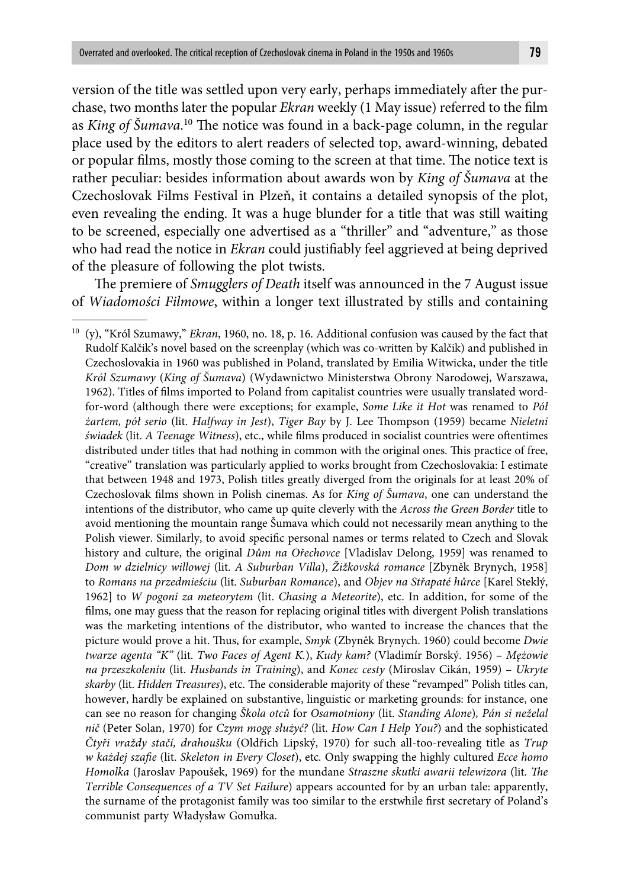version of the title was settled upon very early, perhaps immediately after the purchase, two months later the popular *Ekran* weekly (1 May issue) referred to the film as *King of Šumava*.[10] The notice was found in a back-page column, in the regular place used by the editors to alert readers of selected top, award-winning, debated or popular films, mostly those coming to the screen at that time. The notice text is rather peculiar: besides information about awards won by *King of Šumava* at the Czechoslovak Films Festival in Plzeň, it contains a detailed synopsis of the plot, even revealing the ending. It was a huge blunder for a title that was still waiting to be screened, especially one advertised as a "thriller" and "adventure," as those who had read the notice in *Ekran* could justifiably feel aggrieved at being deprived of the pleasure of following the plot twists.

The premiere of *Smugglers of Death* itself was announced in the 7 August issue of *Wiadomości Filmowe*, within a longer text illustrated by stills and containing

---

[10] (y), "Król Szumawy," *Ekran*, 1960, no. 18, p. 16. Additional confusion was caused by the fact that Rudolf Kalčik's novel based on the screenplay (which was co-written by Kalčik) and published in Czechoslovakia in 1960 was published in Poland, translated by Emilia Witwicka, under the title *Król Szumawy* (*King of Šumava*) (Wydawnictwo Ministerstwa Obrony Narodowej, Warszawa, 1962). Titles of films imported to Poland from capitalist countries were usually translated word-for-word (although there were exceptions; for example, *Some Like it Hot* was renamed to *Pół żartem, pół serio* (lit. *Halfway in Jest*), *Tiger Bay* by J. Lee Thompson (1959) became *Nieletni świadek* (lit. *A Teenage Witness*), etc., while films produced in socialist countries were oftentimes distributed under titles that had nothing in common with the original ones. This practice of free, "creative" translation was particularly applied to works brought from Czechoslovakia: I estimate that between 1948 and 1973, Polish titles greatly diverged from the originals for at least 20% of Czechoslovak films shown in Polish cinemas. As for *King of Šumava*, one can understand the intentions of the distributor, who came up quite cleverly with the *Across the Green Border* title to avoid mentioning the mountain range Šumava which could not necessarily mean anything to the Polish viewer. Similarly, to avoid specific personal names or terms related to Czech and Slovak history and culture, the original *Dům na Ořechovce* [Vladislav Delong, 1959] was renamed to *Dom w dzielnicy willowej* (lit. *A Suburban Villa*), *Žižkovská romance* [Zbyněk Brynych, 1958] to *Romans na przedmieściu* (lit. *Suburban Romance*), and *Objev na Střapaté hůrce* [Karel Steklý, 1962] to *W pogoni za meteorytem* (lit. *Chasing a Meteorite*), etc. In addition, for some of the films, one may guess that the reason for replacing original titles with divergent Polish translations was the marketing intentions of the distributor, who wanted to increase the chances that the picture would prove a hit. Thus, for example, *Smyk* (Zbyněk Brynych. 1960) could become *Dwie twarze agenta "K"* (lit. *Two Faces of Agent K.*), *Kudy kam?* (Vladimír Borský. 1956) – *Mężowie na przeszkoleniu* (lit. *Husbands in Training*), and *Konec cesty* (Miroslav Cikán, 1959) – *Ukryte skarby* (lit. *Hidden Treasures*), etc. The considerable majority of these "revamped" Polish titles can, however, hardly be explained on substantive, linguistic or marketing grounds: for instance, one can see no reason for changing *Škola otců* for *Osamotniony* (lit. *Standing Alone*)*, Pán si nežela nič* (Peter Solan, 1970) for *Czym mogę służyć?* (lit. *How Can I Help You?*) and the sophisticated *Čtyři vraždy stačí, drahoušku* (Oldřich Lipský, 1970) for such all-too-revealing title as *Trup w każdej szafie* (lit. *Skeleton in Every Closet*), etc. Only swapping the highly cultured *Ecce homo Homolka* (Jaroslav Papoušek, 1969) for the mundane *Straszne skutki awarii telewizora* (lit. *The Terrible Consequences of a TV Set Failure*) appears accounted for by an urban tale: apparently, the surname of the protagonist family was too similar to the erstwhile first secretary of Poland's communist party Władysław Gomułka.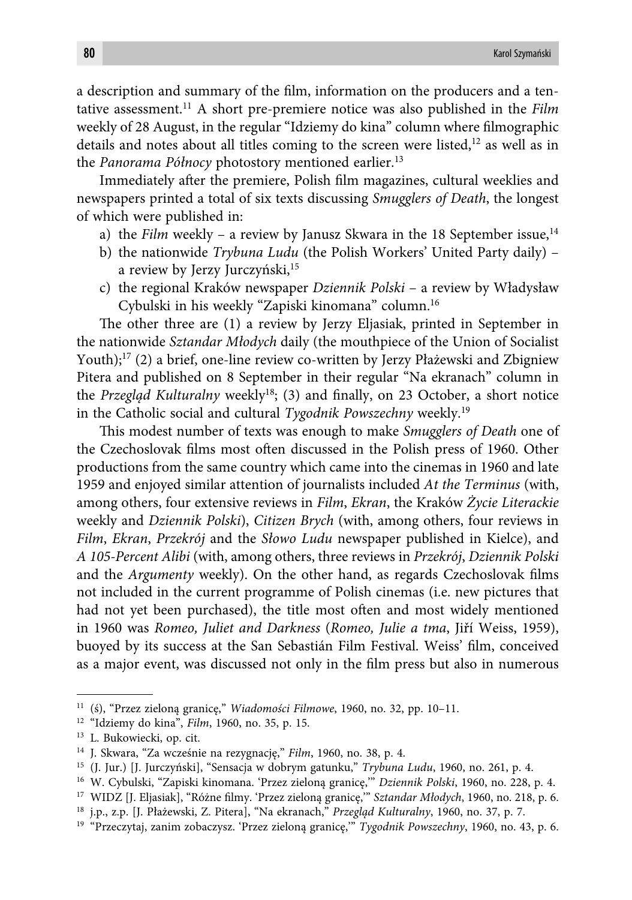a description and summary of the film, information on the producers and a tentative assessment.[11] A short pre-premiere notice was also published in the *Film* weekly of 28 August, in the regular "Idziemy do kina" column where filmographic details and notes about all titles coming to the screen were listed,[12] as well as in the *Panorama Północy* photostory mentioned earlier.[13]

Immediately after the premiere, Polish film magazines, cultural weeklies and newspapers printed a total of six texts discussing *Smugglers of Death*, the longest of which were published in:

a) the *Film* weekly – a review by Janusz Skwara in the 18 September issue,[14]
b) the nationwide *Trybuna Ludu* (the Polish Workers' United Party daily) – a review by Jerzy Jurczyński,[15]
c) the regional Kraków newspaper *Dziennik Polski* – a review by Władysław Cybulski in his weekly "Zapiski kinomana" column.[16]

The other three are (1) a review by Jerzy Eljasiak, printed in September in the nationwide *Sztandar Młodych* daily (the mouthpiece of the Union of Socialist Youth);[17] (2) a brief, one-line review co-written by Jerzy Płażewski and Zbigniew Pitera and published on 8 September in their regular "Na ekranach" column in the *Przegląd Kulturalny* weekly[18]; (3) and finally, on 23 October, a short notice in the Catholic social and cultural *Tygodnik Powszechny* weekly.[19]

This modest number of texts was enough to make *Smugglers of Death* one of the Czechoslovak films most often discussed in the Polish press of 1960. Other productions from the same country which came into the cinemas in 1960 and late 1959 and enjoyed similar attention of journalists included *At the Terminus* (with, among others, four extensive reviews in *Film*, *Ekran*, the Kraków *Życie Literackie* weekly and *Dziennik Polski*), *Citizen Brych* (with, among others, four reviews in *Film*, *Ekran*, *Przekrój* and the *Słowo Ludu* newspaper published in Kielce), and *A 105-Percent Alibi* (with, among others, three reviews in *Przekrój*, *Dziennik Polski* and the *Argumenty* weekly). On the other hand, as regards Czechoslovak films not included in the current programme of Polish cinemas (i.e. new pictures that had not yet been purchased), the title most often and most widely mentioned in 1960 was *Romeo, Juliet and Darkness* (*Romeo, Julie a tma*, Jiří Weiss, 1959), buoyed by its success at the San Sebastián Film Festival. Weiss' film, conceived as a major event, was discussed not only in the film press but also in numerous

---

[11] (ś), "Przez zieloną granicę," *Wiadomości Filmowe*, 1960, no. 32, pp. 10–11.

[12] "Idziemy do kina", *Film*, 1960, no. 35, p. 15.

[13] L. Bukowiecki, op. cit.

[14] J. Skwara, "Za wcześnie na rezygnację," *Film*, 1960, no. 38, p. 4.

[15] (J. Jur.) [J. Jurczyński], "Sensacja w dobrym gatunku," *Trybuna Ludu*, 1960, no. 261, p. 4.

[16] W. Cybulski, "Zapiski kinomana. 'Przez zieloną granicę,'" *Dziennik Polski*, 1960, no. 228, p. 4.

[17] WIDZ [J. Eljasiak], "Różne filmy. 'Przez zieloną granicę,'" *Sztandar Młodych*, 1960, no. 218, p. 6.

[18] j.p., z.p. [J. Płażewski, Z. Pitera], "Na ekranach," *Przegląd Kulturalny*, 1960, no. 37, p. 7.

[19] "Przeczytaj, zanim zobaczysz. 'Przez zieloną granicę,'" *Tygodnik Powszechny*, 1960, no. 43, p. 6.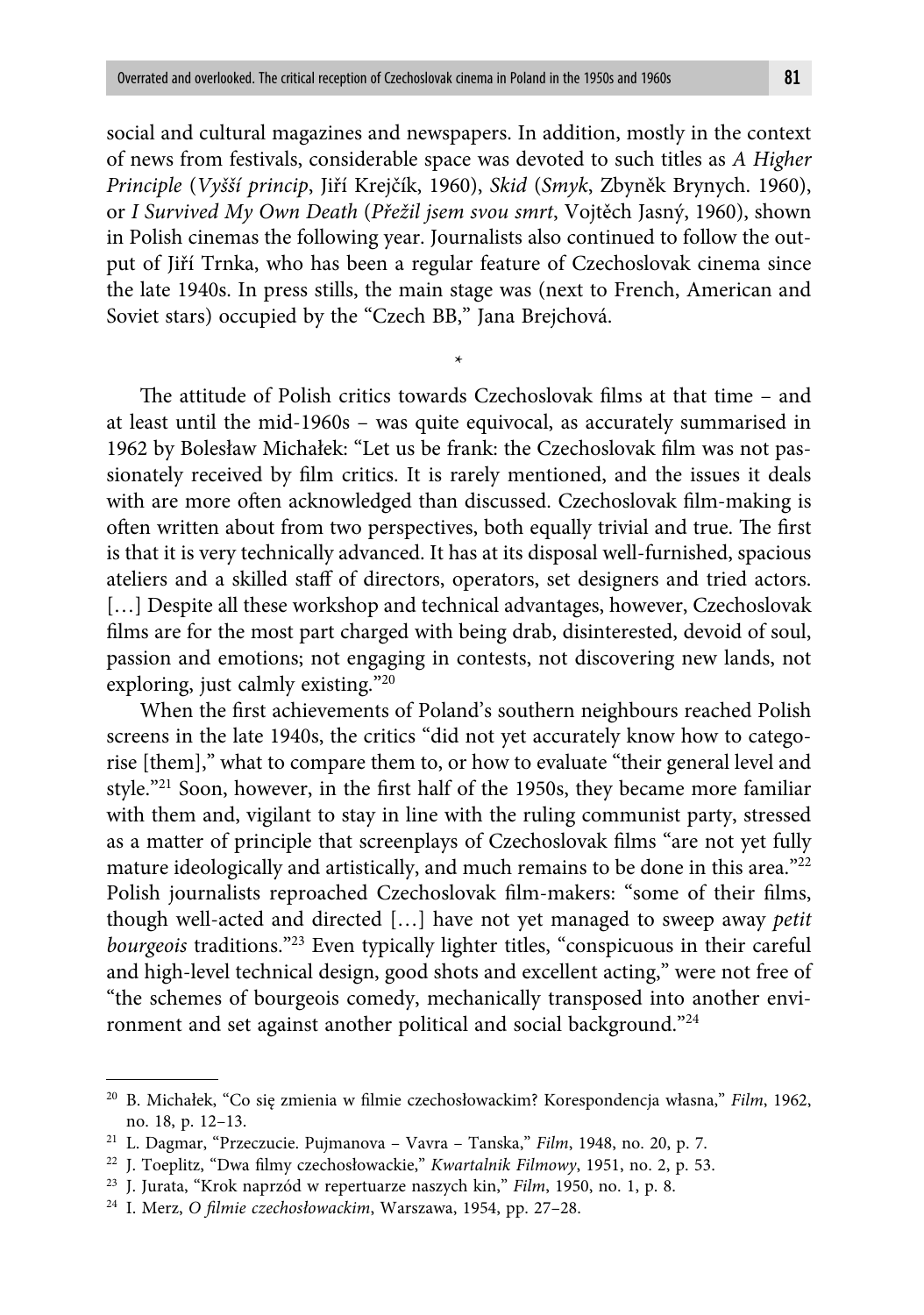social and cultural magazines and newspapers. In addition, mostly in the context of news from festivals, considerable space was devoted to such titles as *A Higher Principle* (*Vyšší princip*, Jiří Krejčík, 1960), *Skid* (*Smyk*, Zbyněk Brynych. 1960), or *I Survived My Own Death* (*Přežil jsem svou smrt*, Vojtěch Jasný, 1960), shown in Polish cinemas the following year. Journalists also continued to follow the output of Jiří Trnka, who has been a regular feature of Czechoslovak cinema since the late 1940s. In press stills, the main stage was (next to French, American and Soviet stars) occupied by the "Czech BB," Jana Brejchová.

*

The attitude of Polish critics towards Czechoslovak films at that time – and at least until the mid-1960s – was quite equivocal, as accurately summarised in 1962 by Bolesław Michałek: "Let us be frank: the Czechoslovak film was not passionately received by film critics. It is rarely mentioned, and the issues it deals with are more often acknowledged than discussed. Czechoslovak film-making is often written about from two perspectives, both equally trivial and true. The first is that it is very technically advanced. It has at its disposal well-furnished, spacious ateliers and a skilled staff of directors, operators, set designers and tried actors. […] Despite all these workshop and technical advantages, however, Czechoslovak films are for the most part charged with being drab, disinterested, devoid of soul, passion and emotions; not engaging in contests, not discovering new lands, not exploring, just calmly existing."[20]

When the first achievements of Poland's southern neighbours reached Polish screens in the late 1940s, the critics "did not yet accurately know how to categorise [them]," what to compare them to, or how to evaluate "their general level and style."[21] Soon, however, in the first half of the 1950s, they became more familiar with them and, vigilant to stay in line with the ruling communist party, stressed as a matter of principle that screenplays of Czechoslovak films "are not yet fully mature ideologically and artistically, and much remains to be done in this area."[22] Polish journalists reproached Czechoslovak film-makers: "some of their films, though well-acted and directed […] have not yet managed to sweep away *petit bourgeois* traditions."[23] Even typically lighter titles, "conspicuous in their careful and high-level technical design, good shots and excellent acting," were not free of "the schemes of bourgeois comedy, mechanically transposed into another environment and set against another political and social background."[24]

---

[20] B. Michałek, "Co się zmienia w filmie czechosłowackim? Korespondencja własna," *Film*, 1962, no. 18, p. 12–13.

[21] L. Dagmar, "Przeczucie. Pujmanova – Vavra – Tanska," *Film*, 1948, no. 20, p. 7.

[22] J. Toeplitz, "Dwa filmy czechosłowackie," *Kwartalnik Filmowy*, 1951, no. 2, p. 53.

[23] J. Jurata, "Krok naprzód w repertuarze naszych kin," *Film*, 1950, no. 1, p. 8.

[24] I. Merz, *O filmie czechosłowackim*, Warszawa, 1954, pp. 27–28.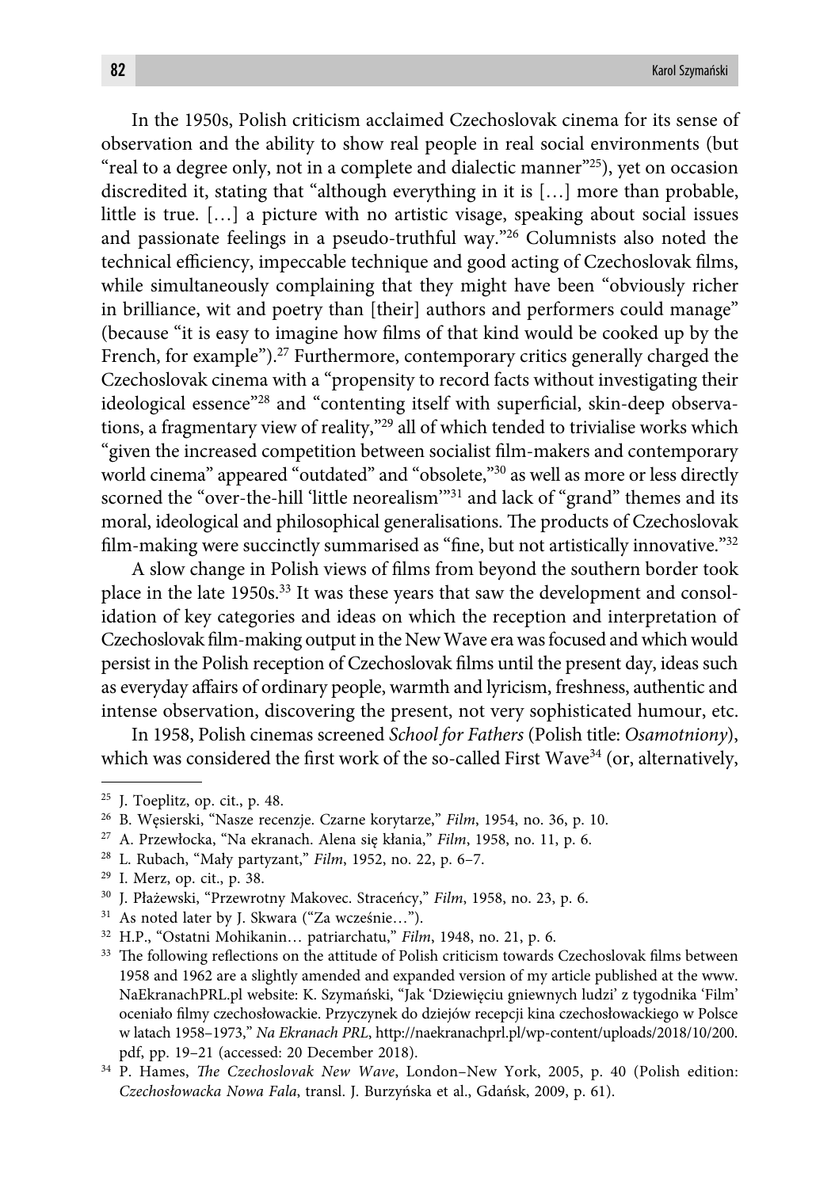In the 1950s, Polish criticism acclaimed Czechoslovak cinema for its sense of observation and the ability to show real people in real social environments (but "real to a degree only, not in a complete and dialectic manner"[25]), yet on occasion discredited it, stating that "although everything in it is […] more than probable, little is true. […] a picture with no artistic visage, speaking about social issues and passionate feelings in a pseudo-truthful way."[26] Columnists also noted the technical efficiency, impeccable technique and good acting of Czechoslovak films, while simultaneously complaining that they might have been "obviously richer in brilliance, wit and poetry than [their] authors and performers could manage" (because "it is easy to imagine how films of that kind would be cooked up by the French, for example").[27] Furthermore, contemporary critics generally charged the Czechoslovak cinema with a "propensity to record facts without investigating their ideological essence"[28] and "contenting itself with superficial, skin-deep observations, a fragmentary view of reality,"[29] all of which tended to trivialise works which "given the increased competition between socialist film-makers and contemporary world cinema" appeared "outdated" and "obsolete,"[30] as well as more or less directly scorned the "over-the-hill 'little neorealism'"[31] and lack of "grand" themes and its moral, ideological and philosophical generalisations. The products of Czechoslovak film-making were succinctly summarised as "fine, but not artistically innovative."[32]

A slow change in Polish views of films from beyond the southern border took place in the late 1950s.[33] It was these years that saw the development and consolidation of key categories and ideas on which the reception and interpretation of Czechoslovak film-making output in the New Wave era was focused and which would persist in the Polish reception of Czechoslovak films until the present day, ideas such as everyday affairs of ordinary people, warmth and lyricism, freshness, authentic and intense observation, discovering the present, not very sophisticated humour, etc.

In 1958, Polish cinemas screened *School for Fathers* (Polish title: *Osamotniony*), which was considered the first work of the so-called First Wave[34] (or, alternatively,

---

[25] J. Toeplitz, op. cit., p. 48.

[26] B. Węsierski, "Nasze recenzje. Czarne korytarze," *Film*, 1954, no. 36, p. 10.

[27] A. Przewłocka, "Na ekranach. Alena się kłania," *Film*, 1958, no. 11, p. 6.

[28] L. Rubach, "Mały partyzant," *Film*, 1952, no. 22, p. 6–7.

[29] I. Merz, op. cit., p. 38.

[30] J. Płażewski, "Przewrotny Makovec. Straceńcy," *Film*, 1958, no. 23, p. 6.

[31] As noted later by J. Skwara ("Za wcześnie…").

[32] H.P., "Ostatni Mohikanin… patriarchatu," *Film*, 1948, no. 21, p. 6.

[33] The following reflections on the attitude of Polish criticism towards Czechoslovak films between 1958 and 1962 are a slightly amended and expanded version of my article published at the www.NaEkranachPRL.pl website: K. Szymański, "Jak 'Dziewięciu gniewnych ludzi' z tygodnika 'Film' oceniało filmy czechosłowackie. Przyczynek do dziejów recepcji kina czechosłowackiego w Polsce w latach 1958–1973," *Na Ekranach PRL*, http://naekranachprl.pl/wp-content/uploads/2018/10/200.pdf, pp. 19–21 (accessed: 20 December 2018).

[34] P. Hames, *The Czechoslovak New Wave*, London–New York, 2005, p. 40 (Polish edition: *Czechosłowacka Nowa Fala*, transl. J. Burzyńska et al., Gdańsk, 2009, p. 61).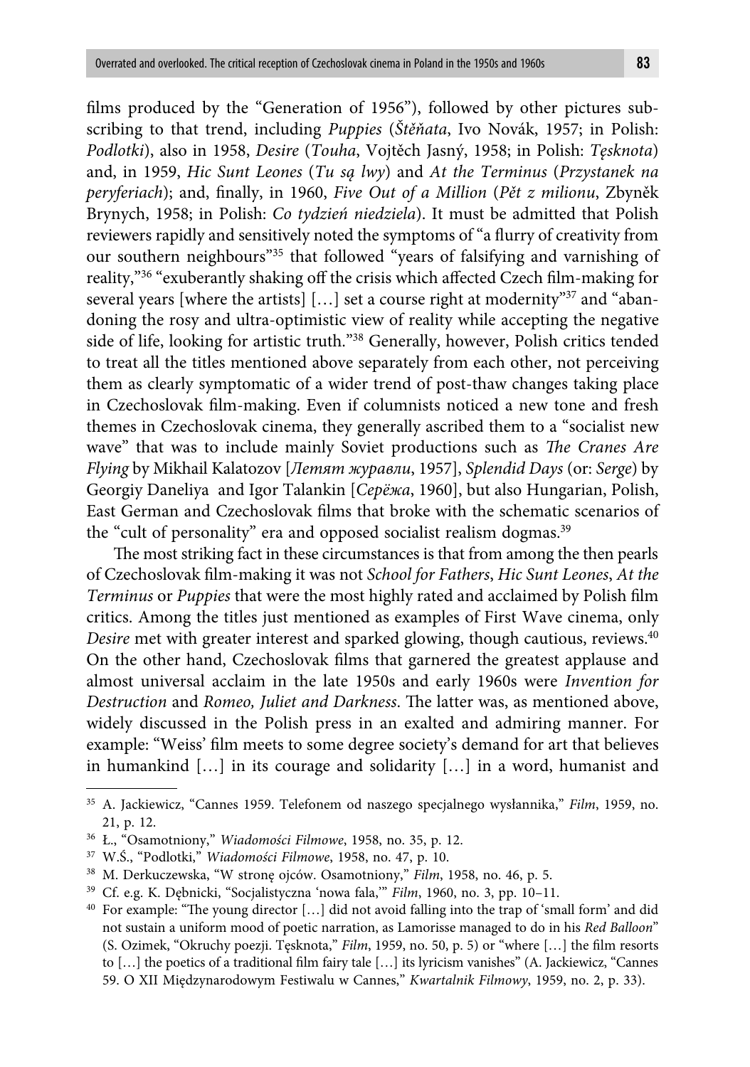films produced by the "Generation of 1956"), followed by other pictures subscribing to that trend, including *Puppies* (*Štěňata*, Ivo Novák, 1957; in Polish: *Podlotki*), also in 1958, *Desire* (*Touha*, Vojtěch Jasný, 1958; in Polish: *Tęsknota*) and, in 1959, *Hic Sunt Leones* (*Tu są lwy*) and *At the Terminus* (*Przystanek na peryferiach*); and, finally, in 1960, *Five Out of a Million* (*Pět z milionu*, Zbyněk Brynych, 1958; in Polish: *Co tydzień niedziela*). It must be admitted that Polish reviewers rapidly and sensitively noted the symptoms of "a flurry of creativity from our southern neighbours"[35] that followed "years of falsifying and varnishing of reality,"[36] "exuberantly shaking off the crisis which affected Czech film-making for several years [where the artists] […] set a course right at modernity"[37] and "abandoning the rosy and ultra-optimistic view of reality while accepting the negative side of life, looking for artistic truth."[38] Generally, however, Polish critics tended to treat all the titles mentioned above separately from each other, not perceiving them as clearly symptomatic of a wider trend of post-thaw changes taking place in Czechoslovak film-making. Even if columnists noticed a new tone and fresh themes in Czechoslovak cinema, they generally ascribed them to a "socialist new wave" that was to include mainly Soviet productions such as *The Cranes Are Flying* by Mikhail Kalatozov [*Летят журавли*, 1957], *Splendid Days* (or: *Serge*) by Georgiy Daneliya and Igor Talankin [*Серёжа*, 1960], but also Hungarian, Polish, East German and Czechoslovak films that broke with the schematic scenarios of the "cult of personality" era and opposed socialist realism dogmas.[39]

The most striking fact in these circumstances is that from among the then pearls of Czechoslovak film-making it was not *School for Fathers*, *Hic Sunt Leones*, *At the Terminus* or *Puppies* that were the most highly rated and acclaimed by Polish film critics. Among the titles just mentioned as examples of First Wave cinema, only *Desire* met with greater interest and sparked glowing, though cautious, reviews.[40] On the other hand, Czechoslovak films that garnered the greatest applause and almost universal acclaim in the late 1950s and early 1960s were *Invention for Destruction* and *Romeo, Juliet and Darkness*. The latter was, as mentioned above, widely discussed in the Polish press in an exalted and admiring manner. For example: "Weiss' film meets to some degree society's demand for art that believes in humankind […] in its courage and solidarity […] in a word, humanist and

---

[35] A. Jackiewicz, "Cannes 1959. Telefonem od naszego specjalnego wysłannika," *Film*, 1959, no. 21, p. 12.

[36] Ł., "Osamotniony," *Wiadomości Filmowe*, 1958, no. 35, p. 12.

[37] W.Ś., "Podlotki," *Wiadomości Filmowe*, 1958, no. 47, p. 10.

[38] M. Derkuczewska, "W stronę ojców. Osamotniony," *Film*, 1958, no. 46, p. 5.

[39] Cf. e.g. K. Dębnicki, "Socjalistyczna 'nowa fala,'" *Film*, 1960, no. 3, pp. 10–11.

[40] For example: "The young director […] did not avoid falling into the trap of 'small form' and did not sustain a uniform mood of poetic narration, as Lamorisse managed to do in his *Red Balloon*" (S. Ozimek, "Okruchy poezji. Tęsknota," *Film*, 1959, no. 50, p. 5) or "where […] the film resorts to […] the poetics of a traditional film fairy tale […] its lyricism vanishes" (A. Jackiewicz, "Cannes 59. O XII Międzynarodowym Festiwalu w Cannes," *Kwartalnik Filmowy*, 1959, no. 2, p. 33).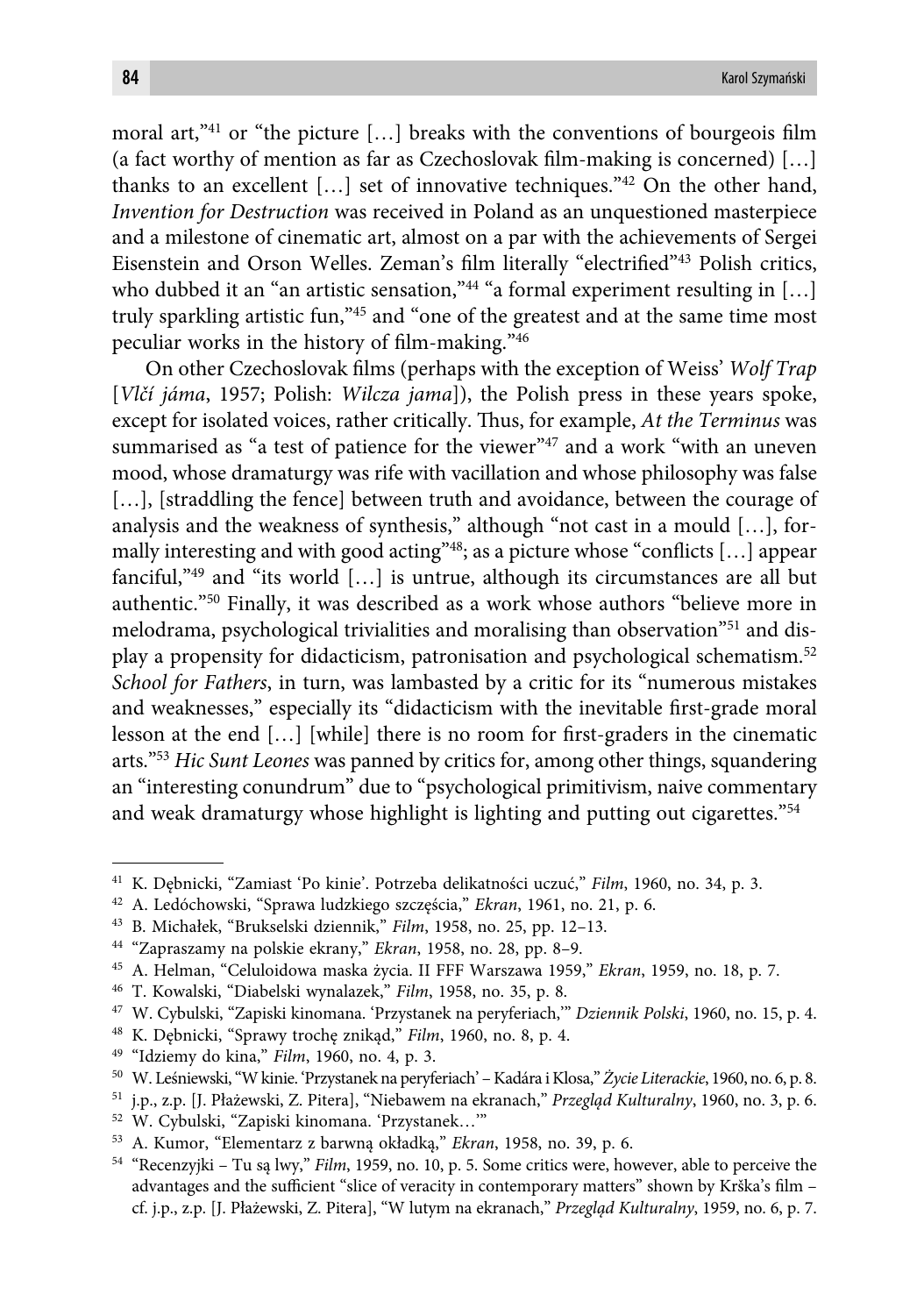moral art,"[41] or "the picture […] breaks with the conventions of bourgeois film (a fact worthy of mention as far as Czechoslovak film-making is concerned) […] thanks to an excellent […] set of innovative techniques."[42] On the other hand, *Invention for Destruction* was received in Poland as an unquestioned masterpiece and a milestone of cinematic art, almost on a par with the achievements of Sergei Eisenstein and Orson Welles. Zeman's film literally "electrified"[43] Polish critics, who dubbed it an "an artistic sensation,"[44] "a formal experiment resulting in […] truly sparkling artistic fun,"[45] and "one of the greatest and at the same time most peculiar works in the history of film-making."[46]

On other Czechoslovak films (perhaps with the exception of Weiss' *Wolf Trap* [*Vlčí jáma*, 1957; Polish: *Wilcza jama*]), the Polish press in these years spoke, except for isolated voices, rather critically. Thus, for example, *At the Terminus* was summarised as "a test of patience for the viewer"[47] and a work "with an uneven mood, whose dramaturgy was rife with vacillation and whose philosophy was false […], [straddling the fence] between truth and avoidance, between the courage of analysis and the weakness of synthesis," although "not cast in a mould […], formally interesting and with good acting"[48]; as a picture whose "conflicts […] appear fanciful,"[49] and "its world […] is untrue, although its circumstances are all but authentic."[50] Finally, it was described as a work whose authors "believe more in melodrama, psychological trivialities and moralising than observation"[51] and display a propensity for didacticism, patronisation and psychological schematism.[52] *School for Fathers*, in turn, was lambasted by a critic for its "numerous mistakes and weaknesses," especially its "didacticism with the inevitable first-grade moral lesson at the end […] [while] there is no room for first-graders in the cinematic arts."[53] *Hic Sunt Leones* was panned by critics for, among other things, squandering an "interesting conundrum" due to "psychological primitivism, naive commentary and weak dramaturgy whose highlight is lighting and putting out cigarettes."[54]

---

[41] K. Dębnicki, "Zamiast 'Po kinie'. Potrzeba delikatności uczuć," *Film*, 1960, no. 34, p. 3.

[42] A. Ledóchowski, "Sprawa ludzkiego szczęścia," *Ekran*, 1961, no. 21, p. 6.

[43] B. Michałek, "Brukselski dziennik," *Film*, 1958, no. 25, pp. 12–13.

[44] "Zapraszamy na polskie ekrany," *Ekran*, 1958, no. 28, pp. 8–9.

[45] A. Helman, "Celuloidowa maska życia. II FFF Warszawa 1959," *Ekran*, 1959, no. 18, p. 7.

[46] T. Kowalski, "Diabelski wynalazek," *Film*, 1958, no. 35, p. 8.

[47] W. Cybulski, "Zapiski kinomana. 'Przystanek na peryferiach,'" *Dziennik Polski*, 1960, no. 15, p. 4.

[48] K. Dębnicki, "Sprawy trochę znikąd," *Film*, 1960, no. 8, p. 4.

[49] "Idziemy do kina," *Film*, 1960, no. 4, p. 3.

[50] W. Leśniewski, "W kinie. 'Przystanek na peryferiach' – Kadára i Klosa," *Życie Literackie*, 1960, no. 6, p. 8.

[51] j.p., z.p. [J. Płażewski, Z. Pitera], "Niebawem na ekranach," *Przegląd Kulturalny*, 1960, no. 3, p. 6.

[52] W. Cybulski, "Zapiski kinomana. 'Przystanek…'"

[53] A. Kumor, "Elementarz z barwną okładką," *Ekran*, 1958, no. 39, p. 6.

[54] "Recenzyjki – Tu są lwy," *Film*, 1959, no. 10, p. 5. Some critics were, however, able to perceive the advantages and the sufficient "slice of veracity in contemporary matters" shown by Krška's film – cf. j.p., z.p. [J. Płażewski, Z. Pitera], "W lutym na ekranach," *Przegląd Kulturalny*, 1959, no. 6, p. 7.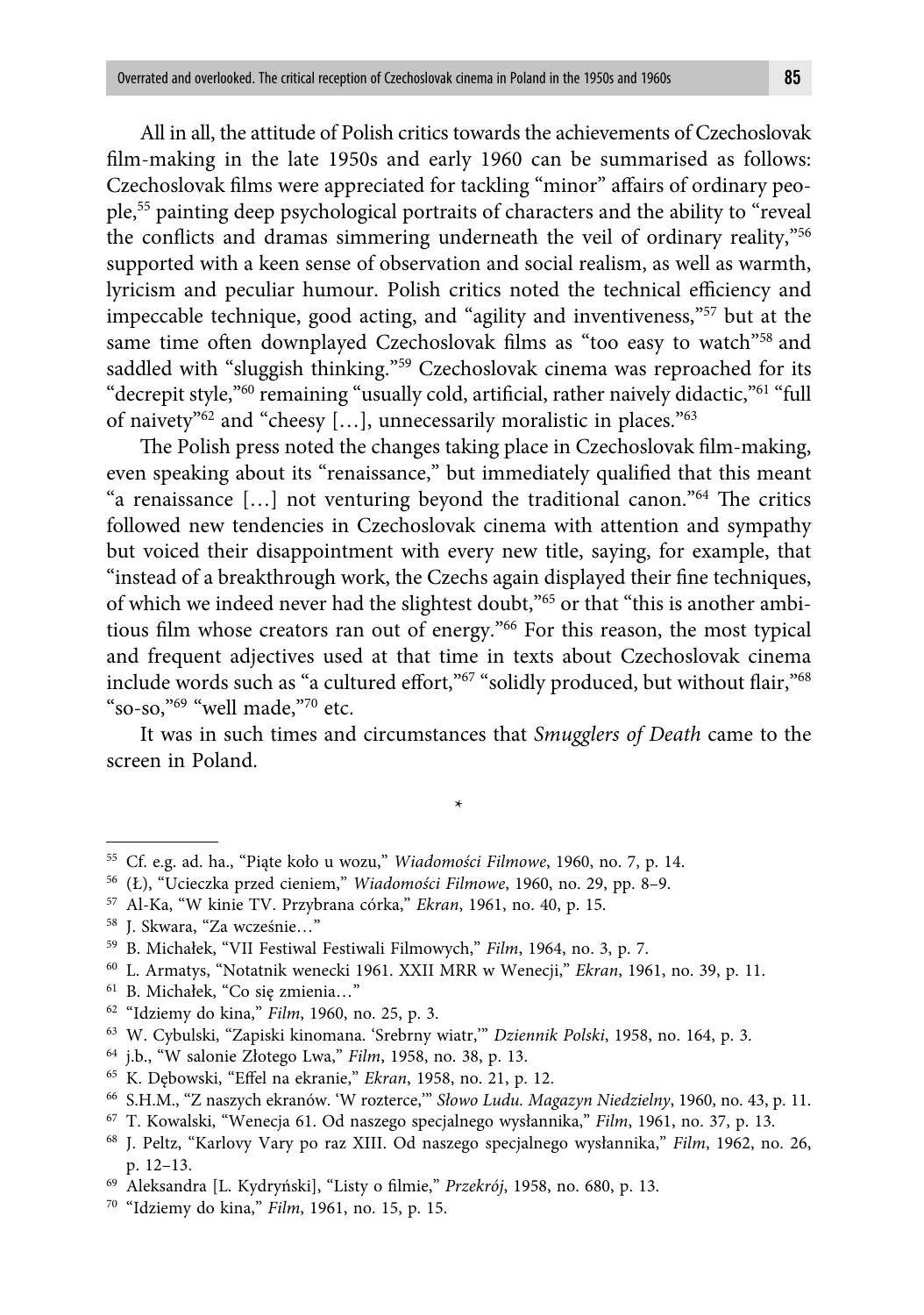All in all, the attitude of Polish critics towards the achievements of Czechoslovak film-making in the late 1950s and early 1960 can be summarised as follows: Czechoslovak films were appreciated for tackling "minor" affairs of ordinary people,[55] painting deep psychological portraits of characters and the ability to "reveal the conflicts and dramas simmering underneath the veil of ordinary reality,"[56] supported with a keen sense of observation and social realism, as well as warmth, lyricism and peculiar humour. Polish critics noted the technical efficiency and impeccable technique, good acting, and "agility and inventiveness,"[57] but at the same time often downplayed Czechoslovak films as "too easy to watch"[58] and saddled with "sluggish thinking."[59] Czechoslovak cinema was reproached for its "decrepit style,"[60] remaining "usually cold, artificial, rather naively didactic,"[61] "full of naivety"[62] and "cheesy […], unnecessarily moralistic in places."[63]

The Polish press noted the changes taking place in Czechoslovak film-making, even speaking about its "renaissance," but immediately qualified that this meant "a renaissance […] not venturing beyond the traditional canon."[64] The critics followed new tendencies in Czechoslovak cinema with attention and sympathy but voiced their disappointment with every new title, saying, for example, that "instead of a breakthrough work, the Czechs again displayed their fine techniques, of which we indeed never had the slightest doubt,"[65] or that "this is another ambitious film whose creators ran out of energy."[66] For this reason, the most typical and frequent adjectives used at that time in texts about Czechoslovak cinema include words such as "a cultured effort,"[67] "solidly produced, but without flair,"[68] "so-so,"[69] "well made,"[70] etc.

It was in such times and circumstances that *Smugglers of Death* came to the screen in Poland.

*

---

[55] Cf. e.g. ad. ha., "Piąte koło u wozu," *Wiadomości Filmowe*, 1960, no. 7, p. 14.

[56] (Ł), "Ucieczka przed cieniem," *Wiadomości Filmowe*, 1960, no. 29, pp. 8–9.

[57] Al-Ka, "W kinie TV. Przybrana córka," *Ekran*, 1961, no. 40, p. 15.

[58] J. Skwara, "Za wcześnie…"

[59] B. Michałek, "VII Festiwal Festiwali Filmowych," *Film*, 1964, no. 3, p. 7.

[60] L. Armatys, "Notatnik wenecki 1961. XXII MRR w Wenecji," *Ekran*, 1961, no. 39, p. 11.

[61] B. Michałek, "Co się zmienia…"

[62] "Idziemy do kina," *Film*, 1960, no. 25, p. 3.

[63] W. Cybulski, "Zapiski kinomana. 'Srebrny wiatr,'" *Dziennik Polski*, 1958, no. 164, p. 3.

[64] j.b., "W salonie Złotego Lwa," *Film*, 1958, no. 38, p. 13.

[65] K. Dębowski, "Effel na ekranie," *Ekran*, 1958, no. 21, p. 12.

[66] S.H.M., "Z naszych ekranów. 'W rozterce,'" *Słowo Ludu. Magazyn Niedzielny*, 1960, no. 43, p. 11.

[67] T. Kowalski, "Wenecja 61. Od naszego specjalnego wysłannika," *Film*, 1961, no. 37, p. 13.

[68] J. Peltz, "Karlovy Vary po raz XIII. Od naszego specjalnego wysłannika," *Film*, 1962, no. 26, p. 12–13.

[69] Aleksandra [L. Kydryński], "Listy o filmie," *Przekrój*, 1958, no. 680, p. 13.

[70] "Idziemy do kina," *Film*, 1961, no. 15, p. 15.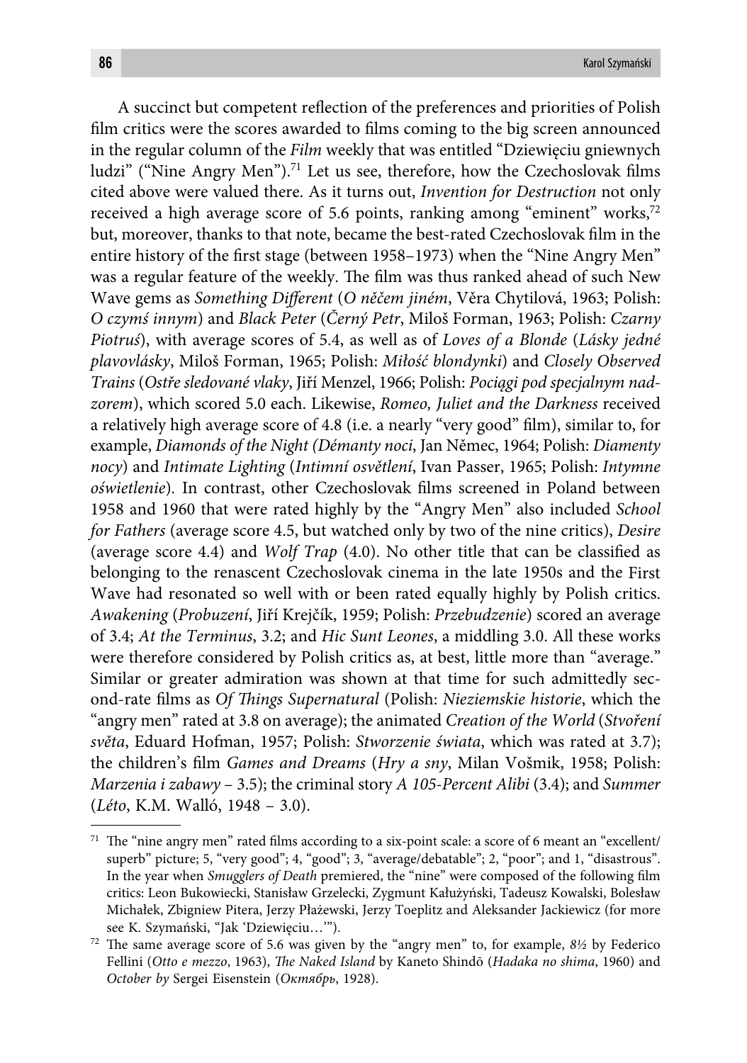A succinct but competent reflection of the preferences and priorities of Polish film critics were the scores awarded to films coming to the big screen announced in the regular column of the *Film* weekly that was entitled "Dziewięciu gniewnych ludzi" ("Nine Angry Men").[71] Let us see, therefore, how the Czechoslovak films cited above were valued there. As it turns out, *Invention for Destruction* not only received a high average score of 5.6 points, ranking among "eminent" works,[72] but, moreover, thanks to that note, became the best-rated Czechoslovak film in the entire history of the first stage (between 1958–1973) when the "Nine Angry Men" was a regular feature of the weekly. The film was thus ranked ahead of such New Wave gems as *Something Different* (*O něčem jiném*, Věra Chytilová, 1963; Polish: *O czymś innym*) and *Black Peter* (*Černý Petr*, Miloš Forman, 1963; Polish: *Czarny Piotruś*), with average scores of 5.4, as well as of *Loves of a Blonde* (*Lásky jedné plavovlásky*, Miloš Forman, 1965; Polish: *Miłość blondynki*) and *Closely Observed Trains* (*Ostře sledované vlaky*, Jiří Menzel, 1966; Polish: *Pociągi pod specjalnym nadzorem*), which scored 5.0 each. Likewise, *Romeo, Juliet and the Darkness* received a relatively high average score of 4.8 (i.e. a nearly "very good" film), similar to, for example, *Diamonds of the Night (Démanty noci*, Jan Němec, 1964; Polish: *Diamenty nocy*) and *Intimate Lighting* (*Intimní osvětlení*, Ivan Passer, 1965; Polish: *Intymne oświetlenie*). In contrast, other Czechoslovak films screened in Poland between 1958 and 1960 that were rated highly by the "Angry Men" also included *School for Fathers* (average score 4.5, but watched only by two of the nine critics), *Desire* (average score 4.4) and *Wolf Trap* (4.0). No other title that can be classified as belonging to the renascent Czechoslovak cinema in the late 1950s and the First Wave had resonated so well with or been rated equally highly by Polish critics. *Awakening* (*Probuzení*, Jiří Krejčík, 1959; Polish: *Przebudzenie*) scored an average of 3.4; *At the Terminus*, 3.2; and *Hic Sunt Leones*, a middling 3.0. All these works were therefore considered by Polish critics as, at best, little more than "average." Similar or greater admiration was shown at that time for such admittedly second-rate films as *Of Things Supernatural* (Polish: *Nieziemskie historie*, which the "angry men" rated at 3.8 on average); the animated *Creation of the World* (*Stvoření světa*, Eduard Hofman, 1957; Polish: *Stworzenie świata*, which was rated at 3.7); the children's film *Games and Dreams* (*Hry a sny*, Milan Vošmik, 1958; Polish: *Marzenia i zabawy* – 3.5); the criminal story *A 105-Percent Alibi* (3.4); and *Summer* (*Léto*, K.M. Walló, 1948 – 3.0).

---

[71] The "nine angry men" rated films according to a six-point scale: a score of 6 meant an "excellent/superb" picture; 5, "very good"; 4, "good"; 3, "average/debatable"; 2, "poor"; and 1, "disastrous". In the year when *Smugglers of Death* premiered, the "nine" were composed of the following film critics: Leon Bukowiecki, Stanisław Grzelecki, Zygmunt Kałużyński, Tadeusz Kowalski, Bolesław Michałek, Zbigniew Pitera, Jerzy Płażewski, Jerzy Toeplitz and Aleksander Jackiewicz (for more see K. Szymański, "Jak 'Dziewięciu…'").

[72] The same average score of 5.6 was given by the "angry men" to, for example, *8½* by Federico Fellini (*Otto e mezzo*, 1963), *The Naked Island* by Kaneto Shindō (*Hadaka no shima*, 1960) and *October by* Sergei Eisenstein (*Октябрь*, 1928).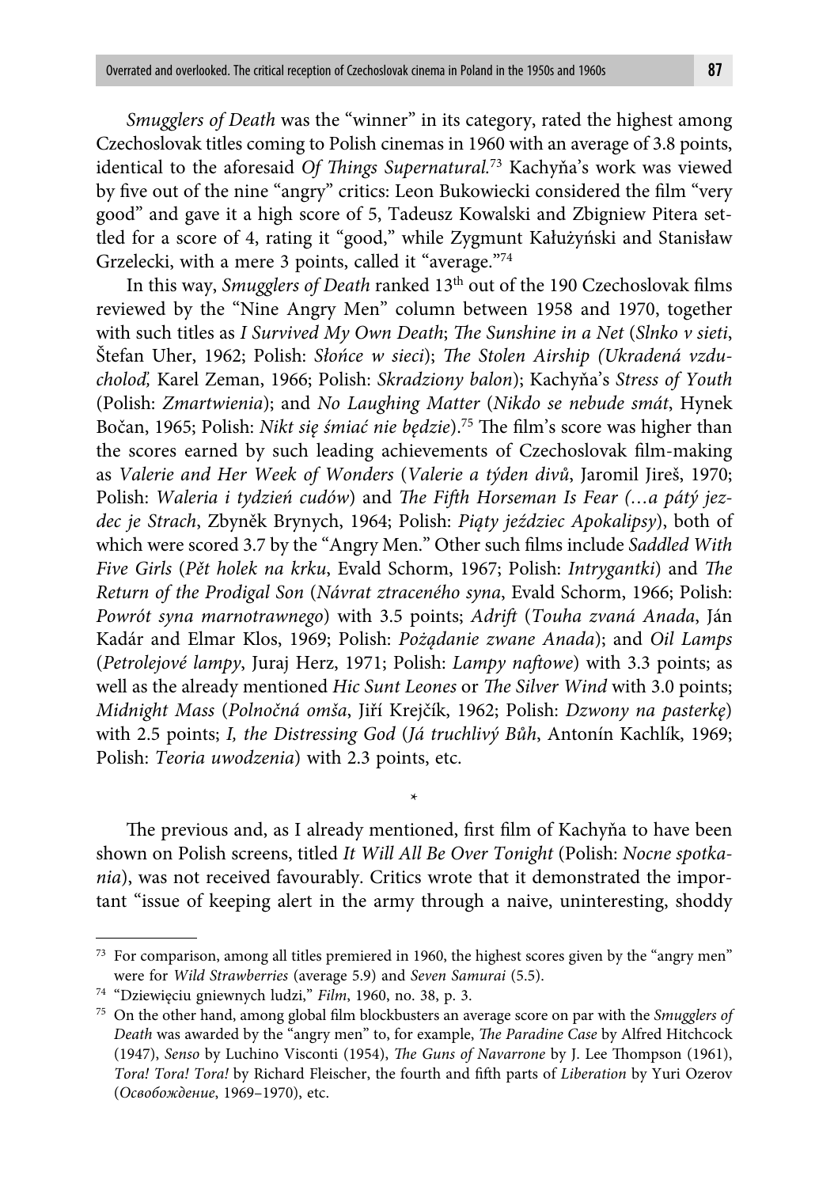*Smugglers of Death* was the "winner" in its category, rated the highest among Czechoslovak titles coming to Polish cinemas in 1960 with an average of 3.8 points, identical to the aforesaid *Of Things Supernatural*.[73] Kachyňa's work was viewed by five out of the nine "angry" critics: Leon Bukowiecki considered the film "very good" and gave it a high score of 5, Tadeusz Kowalski and Zbigniew Pitera settled for a score of 4, rating it "good," while Zygmunt Kałużyński and Stanisław Grzelecki, with a mere 3 points, called it "average."[74]

In this way, *Smugglers of Death* ranked 13th out of the 190 Czechoslovak films reviewed by the "Nine Angry Men" column between 1958 and 1970, together with such titles as *I Survived My Own Death*; *The Sunshine in a Net* (*Slnko v sieti*, Štefan Uher, 1962; Polish: *Słońce w sieci*); *The Stolen Airship (Ukradená vzducholoď,* Karel Zeman, 1966; Polish: *Skradziony balon*); Kachyňa's *Stress of Youth* (Polish: *Zmartwienia*); and *No Laughing Matter* (*Nikdo se nebude smát*, Hynek Bočan, 1965; Polish: *Nikt się śmiać nie będzie*).[75] The film's score was higher than the scores earned by such leading achievements of Czechoslovak film-making as *Valerie and Her Week of Wonders* (*Valerie a týden divů*, Jaromil Jireš, 1970; Polish: *Waleria i tydzień cudów*) and *The Fifth Horseman Is Fear (…a pátý jezdec je Strach*, Zbyněk Brynych, 1964; Polish: *Piąty jeździec Apokalipsy*), both of which were scored 3.7 by the "Angry Men." Other such films include *Saddled With Five Girls* (*Pět holek na krku*, Evald Schorm, 1967; Polish: *Intrygantki*) and *The Return of the Prodigal Son* (*Návrat ztraceného syna*, Evald Schorm, 1966; Polish: *Powrót syna marnotrawnego*) with 3.5 points; *Adrift* (*Touha zvaná Anada*, Ján Kadár and Elmar Klos, 1969; Polish: *Pożądanie zwane Anada*); and *Oil Lamps* (*Petrolejové lampy*, Juraj Herz, 1971; Polish: *Lampy naftowe*) with 3.3 points; as well as the already mentioned *Hic Sunt Leones* or *The Silver Wind* with 3.0 points; *Midnight Mass* (*Polnočná omša*, Jiří Krejčík, 1962; Polish: *Dzwony na pasterkę*) with 2.5 points; *I, the Distressing God* (*Já truchlivý Bůh*, Antonín Kachlík, 1969; Polish: *Teoria uwodzenia*) with 2.3 points, etc.

\*

The previous and, as I already mentioned, first film of Kachyňa to have been shown on Polish screens, titled *It Will All Be Over Tonight* (Polish: *Nocne spotkania*), was not received favourably. Critics wrote that it demonstrated the important "issue of keeping alert in the army through a naive, uninteresting, shoddy

---

[73] For comparison, among all titles premiered in 1960, the highest scores given by the "angry men" were for *Wild Strawberries* (average 5.9) and *Seven Samurai* (5.5).

[74] "Dziewięciu gniewnych ludzi," *Film*, 1960, no. 38, p. 3.

[75] On the other hand, among global film blockbusters an average score on par with the *Smugglers of Death* was awarded by the "angry men" to, for example, *The Paradine Case* by Alfred Hitchcock (1947), *Senso* by Luchino Visconti (1954), *The Guns of Navarrone* by J. Lee Thompson (1961), *Tora! Tora! Tora!* by Richard Fleischer, the fourth and fifth parts of *Liberation* by Yuri Ozerov (*Освобождение*, 1969–1970), etc.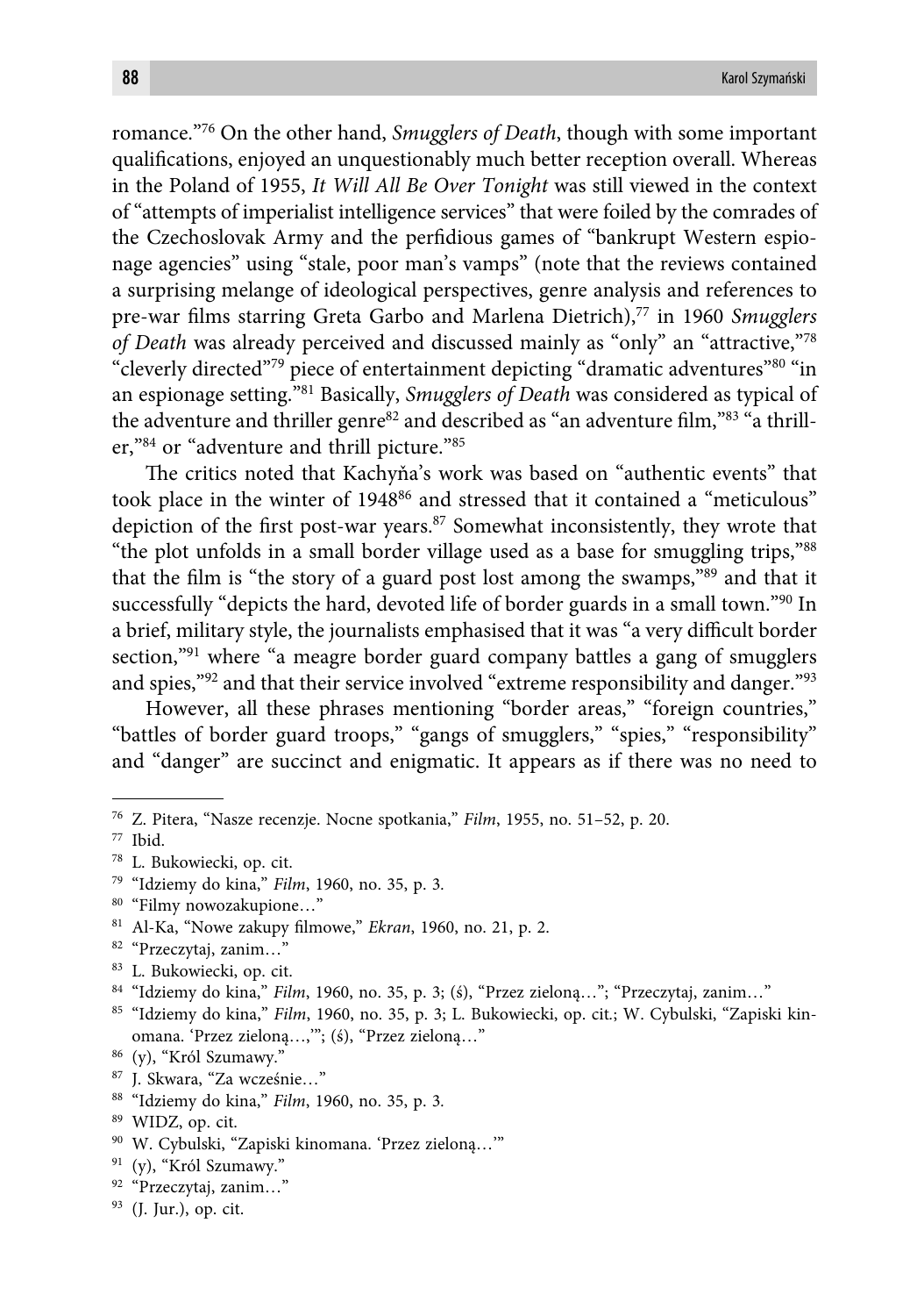romance."[76] On the other hand, *Smugglers of Death*, though with some important qualifications, enjoyed an unquestionably much better reception overall. Whereas in the Poland of 1955, *It Will All Be Over Tonight* was still viewed in the context of "attempts of imperialist intelligence services" that were foiled by the comrades of the Czechoslovak Army and the perfidious games of "bankrupt Western espionage agencies" using "stale, poor man's vamps" (note that the reviews contained a surprising melange of ideological perspectives, genre analysis and references to pre-war films starring Greta Garbo and Marlena Dietrich),[77] in 1960 *Smugglers of Death* was already perceived and discussed mainly as "only" an "attractive,"[78] "cleverly directed"[79] piece of entertainment depicting "dramatic adventures"[80] "in an espionage setting."[81] Basically, *Smugglers of Death* was considered as typical of the adventure and thriller genre[82] and described as "an adventure film,"[83] "a thriller,"[84] or "adventure and thrill picture."[85]

The critics noted that Kachyňa's work was based on "authentic events" that took place in the winter of 1948[86] and stressed that it contained a "meticulous" depiction of the first post-war years.[87] Somewhat inconsistently, they wrote that "the plot unfolds in a small border village used as a base for smuggling trips,"[88] that the film is "the story of a guard post lost among the swamps,"[89] and that it successfully "depicts the hard, devoted life of border guards in a small town."[90] In a brief, military style, the journalists emphasised that it was "a very difficult border section,"[91] where "a meagre border guard company battles a gang of smugglers and spies,"[92] and that their service involved "extreme responsibility and danger."[93]

However, all these phrases mentioning "border areas," "foreign countries," "battles of border guard troops," "gangs of smugglers," "spies," "responsibility" and "danger" are succinct and enigmatic. It appears as if there was no need to

---

[76] Z. Pitera, "Nasze recenzje. Nocne spotkania," *Film*, 1955, no. 51–52, p. 20.

[77] Ibid.

[78] L. Bukowiecki, op. cit.

[79] "Idziemy do kina," *Film*, 1960, no. 35, p. 3.

[80] "Filmy nowozakupione…"

[81] Al-Ka, "Nowe zakupy filmowe," *Ekran*, 1960, no. 21, p. 2.

[82] "Przeczytaj, zanim…"

[83] L. Bukowiecki, op. cit.

[84] "Idziemy do kina," *Film*, 1960, no. 35, p. 3; (ś), "Przez zieloną…"; "Przeczytaj, zanim…"

[85] "Idziemy do kina," *Film*, 1960, no. 35, p. 3; L. Bukowiecki, op. cit.; W. Cybulski, "Zapiski kinomana. 'Przez zieloną…,'"; (ś), "Przez zieloną…"

[86] (y), "Król Szumawy."

[87] J. Skwara, "Za wcześnie…"

[88] "Idziemy do kina," *Film*, 1960, no. 35, p. 3.

[89] WIDZ, op. cit.

[90] W. Cybulski, "Zapiski kinomana. 'Przez zieloną…'"

[91] (y), "Król Szumawy."

[92] "Przeczytaj, zanim…"

[93] (J. Jur.), op. cit.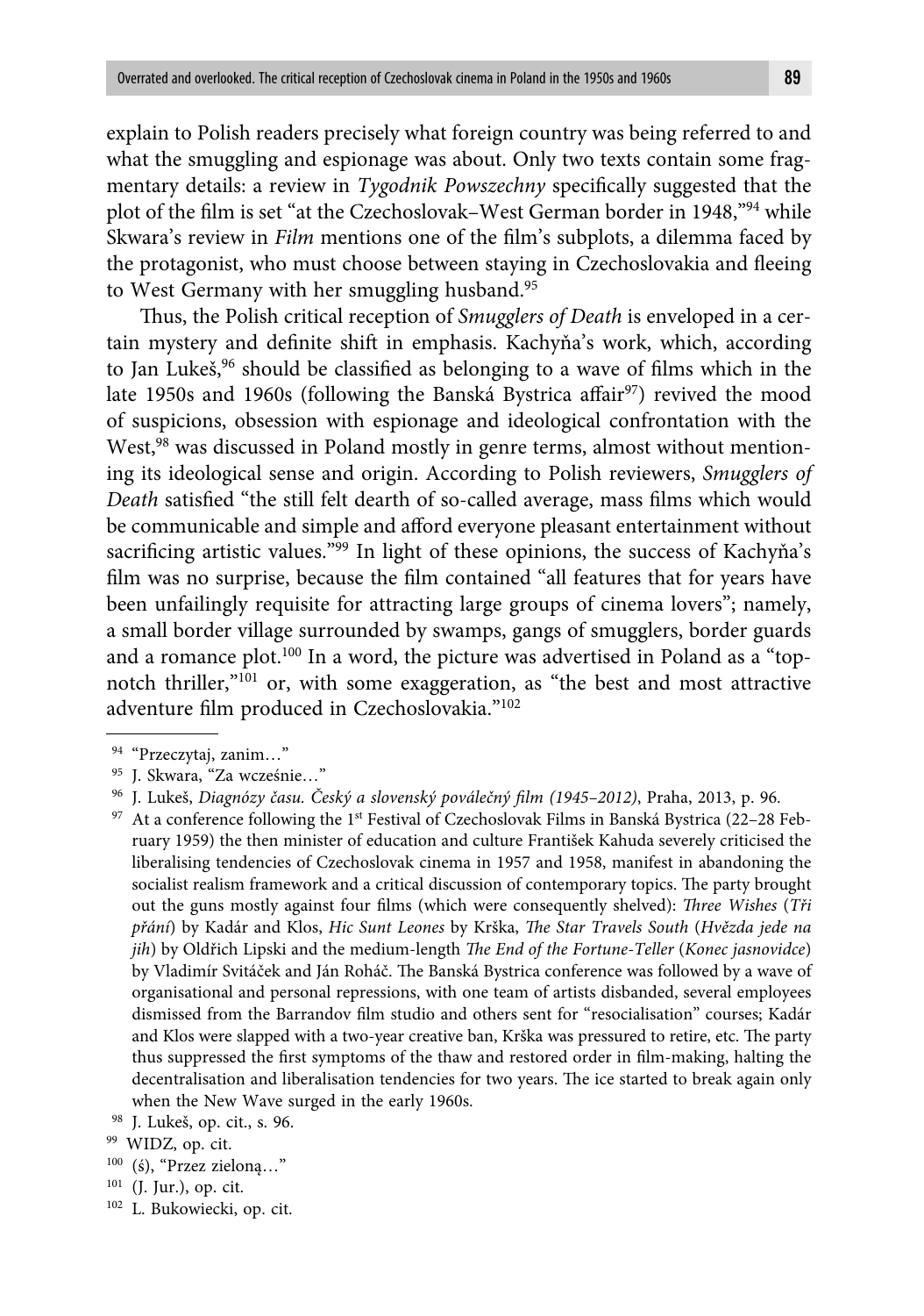explain to Polish readers precisely what foreign country was being referred to and what the smuggling and espionage was about. Only two texts contain some fragmentary details: a review in *Tygodnik Powszechny* specifically suggested that the plot of the film is set "at the Czechoslovak–West German border in 1948,"[94] while Skwara's review in *Film* mentions one of the film's subplots, a dilemma faced by the protagonist, who must choose between staying in Czechoslovakia and fleeing to West Germany with her smuggling husband.[95]

Thus, the Polish critical reception of *Smugglers of Death* is enveloped in a certain mystery and definite shift in emphasis. Kachyňa's work, which, according to Jan Lukeš,[96] should be classified as belonging to a wave of films which in the late 1950s and 1960s (following the Banská Bystrica affair[97]) revived the mood of suspicions, obsession with espionage and ideological confrontation with the West,[98] was discussed in Poland mostly in genre terms, almost without mentioning its ideological sense and origin. According to Polish reviewers, *Smugglers of Death* satisfied "the still felt dearth of so-called average, mass films which would be communicable and simple and afford everyone pleasant entertainment without sacrificing artistic values."[99] In light of these opinions, the success of Kachyňa's film was no surprise, because the film contained "all features that for years have been unfailingly requisite for attracting large groups of cinema lovers"; namely, a small border village surrounded by swamps, gangs of smugglers, border guards and a romance plot.[100] In a word, the picture was advertised in Poland as a "top-notch thriller,"[101] or, with some exaggeration, as "the best and most attractive adventure film produced in Czechoslovakia."[102]

---

[94] "Przeczytaj, zanim…"

[95] J. Skwara, "Za wcześnie…"

[96] J. Lukeš, *Diagnózy času. Český a slovenský poválečný film (1945–2012)*, Praha, 2013, p. 96.

[97] At a conference following the 1st Festival of Czechoslovak Films in Banská Bystrica (22–28 February 1959) the then minister of education and culture František Kahuda severely criticised the liberalising tendencies of Czechoslovak cinema in 1957 and 1958, manifest in abandoning the socialist realism framework and a critical discussion of contemporary topics. The party brought out the guns mostly against four films (which were consequently shelved): *Three Wishes* (*Tři přání*) by Kadár and Klos, *Hic Sunt Leones* by Krška, *The Star Travels South* (*Hvězda jede na jih*) by Oldřich Lipski and the medium-length *The End of the Fortune-Teller* (*Konec jasnovidce*) by Vladimír Svitáček and Ján Roháč. The Banská Bystrica conference was followed by a wave of organisational and personal repressions, with one team of artists disbanded, several employees dismissed from the Barrandov film studio and others sent for "resocialisation" courses; Kadár and Klos were slapped with a two-year creative ban, Krška was pressured to retire, etc. The party thus suppressed the first symptoms of the thaw and restored order in film-making, halting the decentralisation and liberalisation tendencies for two years. The ice started to break again only when the New Wave surged in the early 1960s.

[98] J. Lukeš, op. cit., s. 96.

[99] WIDZ, op. cit.

[100] (ś), "Przez zieloną…"

[101] (J. Jur.), op. cit.

[102] L. Bukowiecki, op. cit.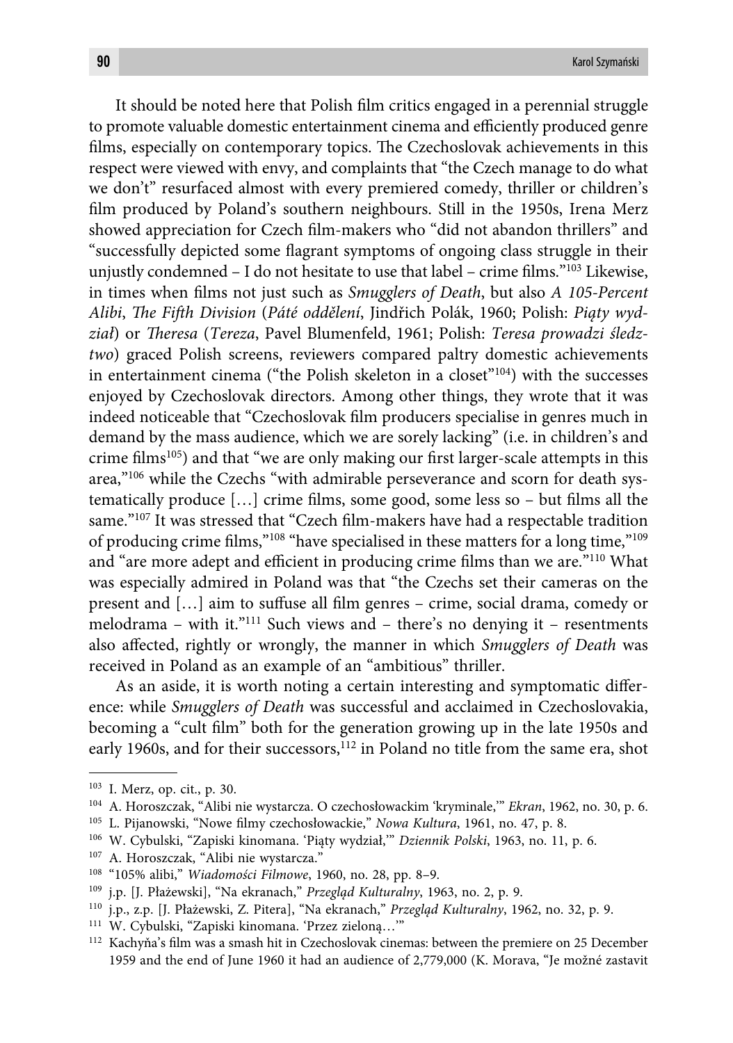It should be noted here that Polish film critics engaged in a perennial struggle to promote valuable domestic entertainment cinema and efficiently produced genre films, especially on contemporary topics. The Czechoslovak achievements in this respect were viewed with envy, and complaints that "the Czech manage to do what we don't" resurfaced almost with every premiered comedy, thriller or children's film produced by Poland's southern neighbours. Still in the 1950s, Irena Merz showed appreciation for Czech film-makers who "did not abandon thrillers" and "successfully depicted some flagrant symptoms of ongoing class struggle in their unjustly condemned – I do not hesitate to use that label – crime films."[103] Likewise, in times when films not just such as *Smugglers of Death*, but also *A 105-Percent Alibi*, *The Fifth Division* (*Páté oddělení*, Jindřich Polák, 1960; Polish: *Piąty wydział*) or *Theresa* (*Tereza*, Pavel Blumenfeld, 1961; Polish: *Teresa prowadzi śledztwo*) graced Polish screens, reviewers compared paltry domestic achievements in entertainment cinema ("the Polish skeleton in a closet"[104]) with the successes enjoyed by Czechoslovak directors. Among other things, they wrote that it was indeed noticeable that "Czechoslovak film producers specialise in genres much in demand by the mass audience, which we are sorely lacking" (i.e. in children's and crime films[105]) and that "we are only making our first larger-scale attempts in this area,"[106] while the Czechs "with admirable perseverance and scorn for death systematically produce […] crime films, some good, some less so – but films all the same."[107] It was stressed that "Czech film-makers have had a respectable tradition of producing crime films,"[108] "have specialised in these matters for a long time,"[109] and "are more adept and efficient in producing crime films than we are."[110] What was especially admired in Poland was that "the Czechs set their cameras on the present and […] aim to suffuse all film genres – crime, social drama, comedy or melodrama – with it."[111] Such views and – there's no denying it – resentments also affected, rightly or wrongly, the manner in which *Smugglers of Death* was received in Poland as an example of an "ambitious" thriller.

As an aside, it is worth noting a certain interesting and symptomatic difference: while *Smugglers of Death* was successful and acclaimed in Czechoslovakia, becoming a "cult film" both for the generation growing up in the late 1950s and early 1960s, and for their successors,[112] in Poland no title from the same era, shot

---

[103] I. Merz, op. cit., p. 30.

[104] A. Horoszczak, "Alibi nie wystarcza. O czechosłowackim 'kryminale,'" *Ekran*, 1962, no. 30, p. 6.

[105] L. Pijanowski, "Nowe filmy czechosłowackie," *Nowa Kultura*, 1961, no. 47, p. 8.

[106] W. Cybulski, "Zapiski kinomana. 'Piąty wydział,'" *Dziennik Polski*, 1963, no. 11, p. 6.

[107] A. Horoszczak, "Alibi nie wystarcza."

[108] "105% alibi," *Wiadomości Filmowe*, 1960, no. 28, pp. 8–9.

[109] j.p. [J. Płażewski], "Na ekranach," *Przegląd Kulturalny*, 1963, no. 2, p. 9.

[110] j.p., z.p. [J. Płażewski, Z. Pitera], "Na ekranach," *Przegląd Kulturalny*, 1962, no. 32, p. 9.

[111] W. Cybulski, "Zapiski kinomana. 'Przez zieloną…'"

[112] Kachyňa's film was a smash hit in Czechoslovak cinemas: between the premiere on 25 December 1959 and the end of June 1960 it had an audience of 2,779,000 (K. Morava, "Je možné zastavit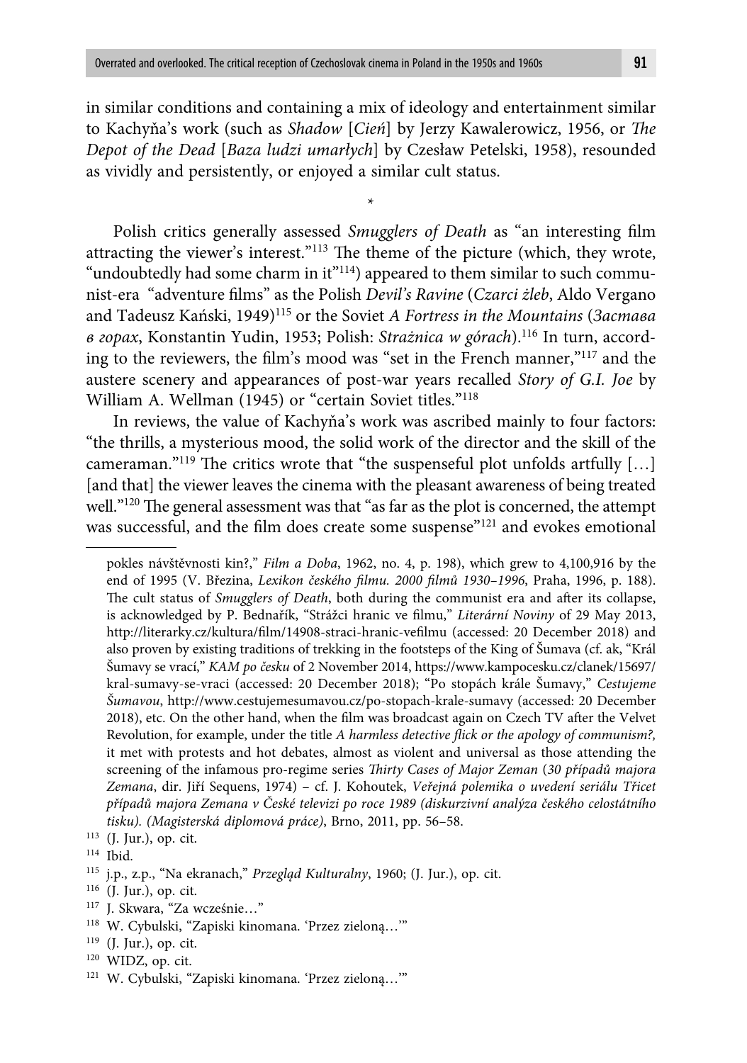in similar conditions and containing a mix of ideology and entertainment similar to Kachyňa's work (such as *Shadow* [*Cień*] by Jerzy Kawalerowicz, 1956, or *The Depot of the Dead* [*Baza ludzi umarłych*] by Czesław Petelski, 1958), resounded as vividly and persistently, or enjoyed a similar cult status.

*

Polish critics generally assessed *Smugglers of Death* as "an interesting film attracting the viewer's interest."[113] The theme of the picture (which, they wrote, "undoubtedly had some charm in it"[114]) appeared to them similar to such communist-era "adventure films" as the Polish *Devil's Ravine* (*Czarci żleb*, Aldo Vergano and Tadeusz Kański, 1949)[115] or the Soviet *A Fortress in the Mountains* (*Застава в горах*, Konstantin Yudin, 1953; Polish: *Strażnica w górach*).[116] In turn, according to the reviewers, the film's mood was "set in the French manner,"[117] and the austere scenery and appearances of post-war years recalled *Story of G.I. Joe* by William A. Wellman (1945) or "certain Soviet titles."[118]

In reviews, the value of Kachyňa's work was ascribed mainly to four factors: "the thrills, a mysterious mood, the solid work of the director and the skill of the cameraman."[119] The critics wrote that "the suspenseful plot unfolds artfully […] [and that] the viewer leaves the cinema with the pleasant awareness of being treated well."[120] The general assessment was that "as far as the plot is concerned, the attempt was successful, and the film does create some suspense"[121] and evokes emotional

---

pokles návštěvnosti kin?," *Film a Doba*, 1962, no. 4, p. 198), which grew to 4,100,916 by the end of 1995 (V. Březina, *Lexikon českého filmu. 2000 filmů 1930–1996*, Praha, 1996, p. 188). The cult status of *Smugglers of Death*, both during the communist era and after its collapse, is acknowledged by P. Bednařík, "Strážci hranic ve filmu," *Literární Noviny* of 29 May 2013, http://literarky.cz/kultura/film/14908-straci-hranic-vefilmu (accessed: 20 December 2018) and also proven by existing traditions of trekking in the footsteps of the King of Šumava (cf. ak, "Král Šumavy se vrací," *KAM po česku* of 2 November 2014, https://www.kampocesku.cz/clanek/15697/kral-sumavy-se-vraci (accessed: 20 December 2018); "Po stopách krále Šumavy," *Cestujeme Šumavou*, http://www.cestujemesumavou.cz/po-stopach-krale-sumavy (accessed: 20 December 2018), etc. On the other hand, when the film was broadcast again on Czech TV after the Velvet Revolution, for example, under the title *A harmless detective flick or the apology of communism?*, it met with protests and hot debates, almost as violent and universal as those attending the screening of the infamous pro-regime series *Thirty Cases of Major Zeman* (*30 případů majora Zemana*, dir. Jiří Sequens, 1974) – cf. J. Kohoutek, *Veřejná polemika o uvedení seriálu Třicet případů majora Zemana v České televizi po roce 1989 (diskurzivní analýza českého celostátního tisku). (Magisterská diplomová práce)*, Brno, 2011, pp. 56–58.

[113] (J. Jur.), op. cit.

[114] Ibid.

[115] j.p., z.p., "Na ekranach," *Przegląd Kulturalny*, 1960; (J. Jur.), op. cit.

[116] (J. Jur.), op. cit.

[117] J. Skwara, "Za wcześnie…"

[118] W. Cybulski, "Zapiski kinomana. 'Przez zieloną…'"

[119] (J. Jur.), op. cit.

[120] WIDZ, op. cit.

[121] W. Cybulski, "Zapiski kinomana. 'Przez zieloną…'"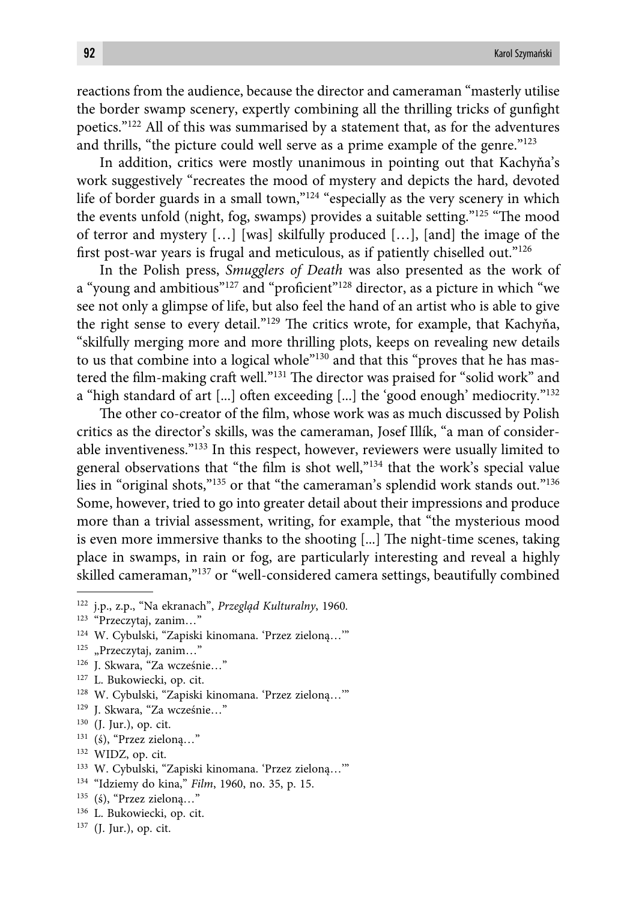reactions from the audience, because the director and cameraman "masterly utilise the border swamp scenery, expertly combining all the thrilling tricks of gunfight poetics."[122] All of this was summarised by a statement that, as for the adventures and thrills, "the picture could well serve as a prime example of the genre."[123]

In addition, critics were mostly unanimous in pointing out that Kachyňa's work suggestively "recreates the mood of mystery and depicts the hard, devoted life of border guards in a small town,"[124] "especially as the very scenery in which the events unfold (night, fog, swamps) provides a suitable setting."[125] "The mood of terror and mystery […] [was] skilfully produced […], [and] the image of the first post-war years is frugal and meticulous, as if patiently chiselled out."[126]

In the Polish press, *Smugglers of Death* was also presented as the work of a "young and ambitious"[127] and "proficient"[128] director, as a picture in which "we see not only a glimpse of life, but also feel the hand of an artist who is able to give the right sense to every detail."[129] The critics wrote, for example, that Kachyňa, "skilfully merging more and more thrilling plots, keeps on revealing new details to us that combine into a logical whole"[130] and that this "proves that he has mastered the film-making craft well."[131] The director was praised for "solid work" and a "high standard of art [...] often exceeding [...] the 'good enough' mediocrity."[132]

The other co-creator of the film, whose work was as much discussed by Polish critics as the director's skills, was the cameraman, Josef Illík, "a man of considerable inventiveness."[133] In this respect, however, reviewers were usually limited to general observations that "the film is shot well,"[134] that the work's special value lies in "original shots,"[135] or that "the cameraman's splendid work stands out."[136] Some, however, tried to go into greater detail about their impressions and produce more than a trivial assessment, writing, for example, that "the mysterious mood is even more immersive thanks to the shooting [...] The night-time scenes, taking place in swamps, in rain or fog, are particularly interesting and reveal a highly skilled cameraman,"[137] or "well-considered camera settings, beautifully combined

---

[122] j.p., z.p., "Na ekranach", *Przegląd Kulturalny*, 1960.

[123] "Przeczytaj, zanim…"

[124] W. Cybulski, "Zapiski kinomana. 'Przez zieloną…'"

[125] „Przeczytaj, zanim…"

[126] J. Skwara, "Za wcześnie…"

[127] L. Bukowiecki, op. cit.

[128] W. Cybulski, "Zapiski kinomana. 'Przez zieloną…'"

[129] J. Skwara, "Za wcześnie…"

[130] (J. Jur.), op. cit.

[131] (ś), "Przez zieloną…"

[132] WIDZ, op. cit.

[133] W. Cybulski, "Zapiski kinomana. 'Przez zieloną…'"

[134] "Idziemy do kina," *Film*, 1960, no. 35, p. 15.

[135] (ś), "Przez zieloną…"

[136] L. Bukowiecki, op. cit.

[137] (J. Jur.), op. cit.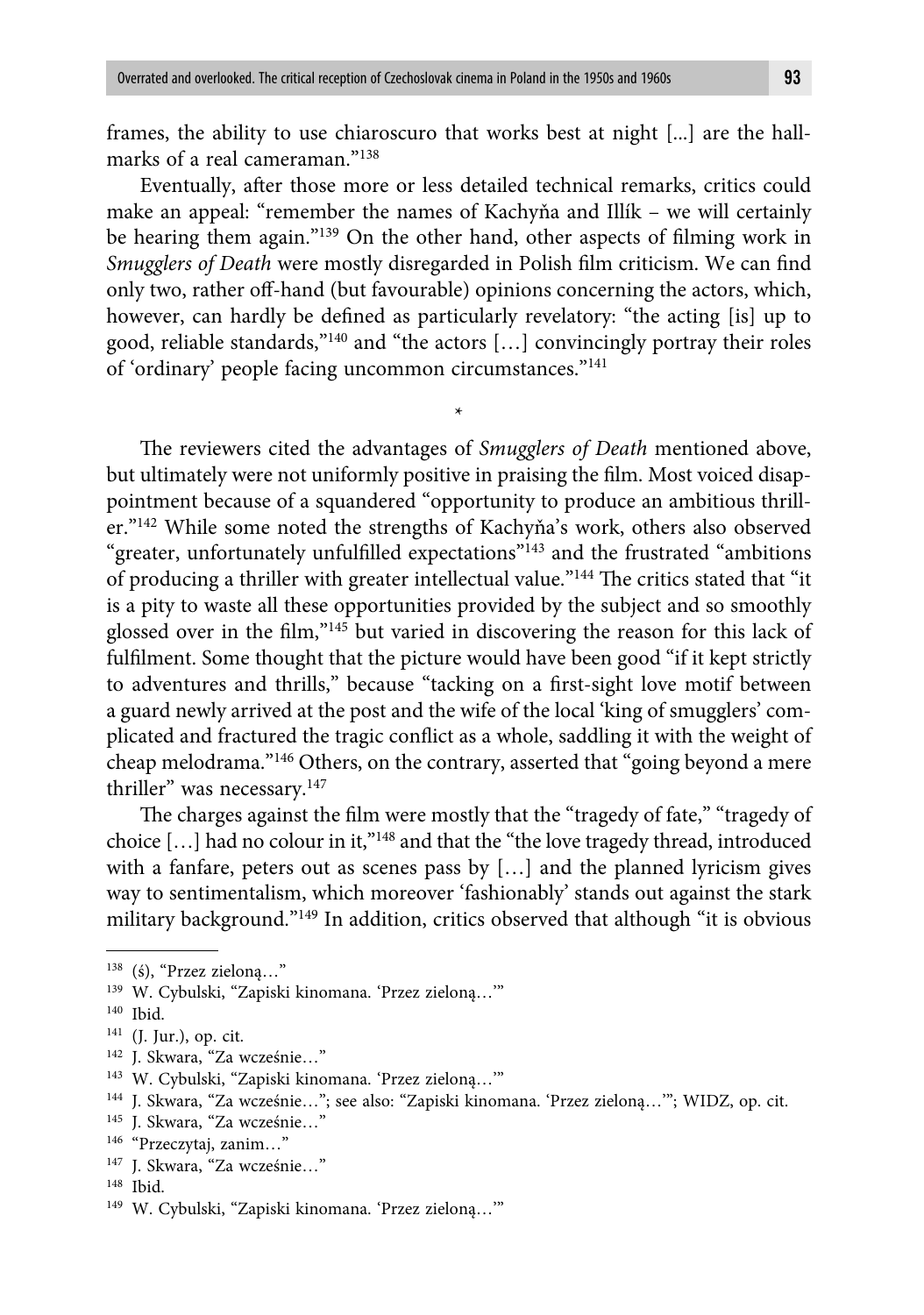frames, the ability to use chiaroscuro that works best at night [...] are the hallmarks of a real cameraman."[138]

Eventually, after those more or less detailed technical remarks, critics could make an appeal: "remember the names of Kachyňa and Illík – we will certainly be hearing them again."[139] On the other hand, other aspects of filming work in *Smugglers of Death* were mostly disregarded in Polish film criticism. We can find only two, rather off-hand (but favourable) opinions concerning the actors, which, however, can hardly be defined as particularly revelatory: "the acting [is] up to good, reliable standards,"[140] and "the actors […] convincingly portray their roles of 'ordinary' people facing uncommon circumstances."[141]

*

The reviewers cited the advantages of *Smugglers of Death* mentioned above, but ultimately were not uniformly positive in praising the film. Most voiced disappointment because of a squandered "opportunity to produce an ambitious thriller."[142] While some noted the strengths of Kachyňa's work, others also observed "greater, unfortunately unfulfilled expectations"[143] and the frustrated "ambitions of producing a thriller with greater intellectual value."[144] The critics stated that "it is a pity to waste all these opportunities provided by the subject and so smoothly glossed over in the film,"[145] but varied in discovering the reason for this lack of fulfilment. Some thought that the picture would have been good "if it kept strictly to adventures and thrills," because "tacking on a first-sight love motif between a guard newly arrived at the post and the wife of the local 'king of smugglers' complicated and fractured the tragic conflict as a whole, saddling it with the weight of cheap melodrama."[146] Others, on the contrary, asserted that "going beyond a mere thriller" was necessary.[147]

The charges against the film were mostly that the "tragedy of fate," "tragedy of choice […] had no colour in it,"[148] and that the "the love tragedy thread, introduced with a fanfare, peters out as scenes pass by […] and the planned lyricism gives way to sentimentalism, which moreover 'fashionably' stands out against the stark military background."[149] In addition, critics observed that although "it is obvious

---

[138] (ś), "Przez zieloną…"

[139] W. Cybulski, "Zapiski kinomana. 'Przez zieloną…'"

[140] Ibid.

[141] (J. Jur.), op. cit.

[142] J. Skwara, "Za wcześnie…"

[143] W. Cybulski, "Zapiski kinomana. 'Przez zieloną…'"

[144] J. Skwara, "Za wcześnie…"; see also: "Zapiski kinomana. 'Przez zieloną…'"; WIDZ, op. cit.

[145] J. Skwara, "Za wcześnie…"

[146] "Przeczytaj, zanim…"

[147] J. Skwara, "Za wcześnie…"

[148] Ibid.

[149] W. Cybulski, "Zapiski kinomana. 'Przez zieloną…'"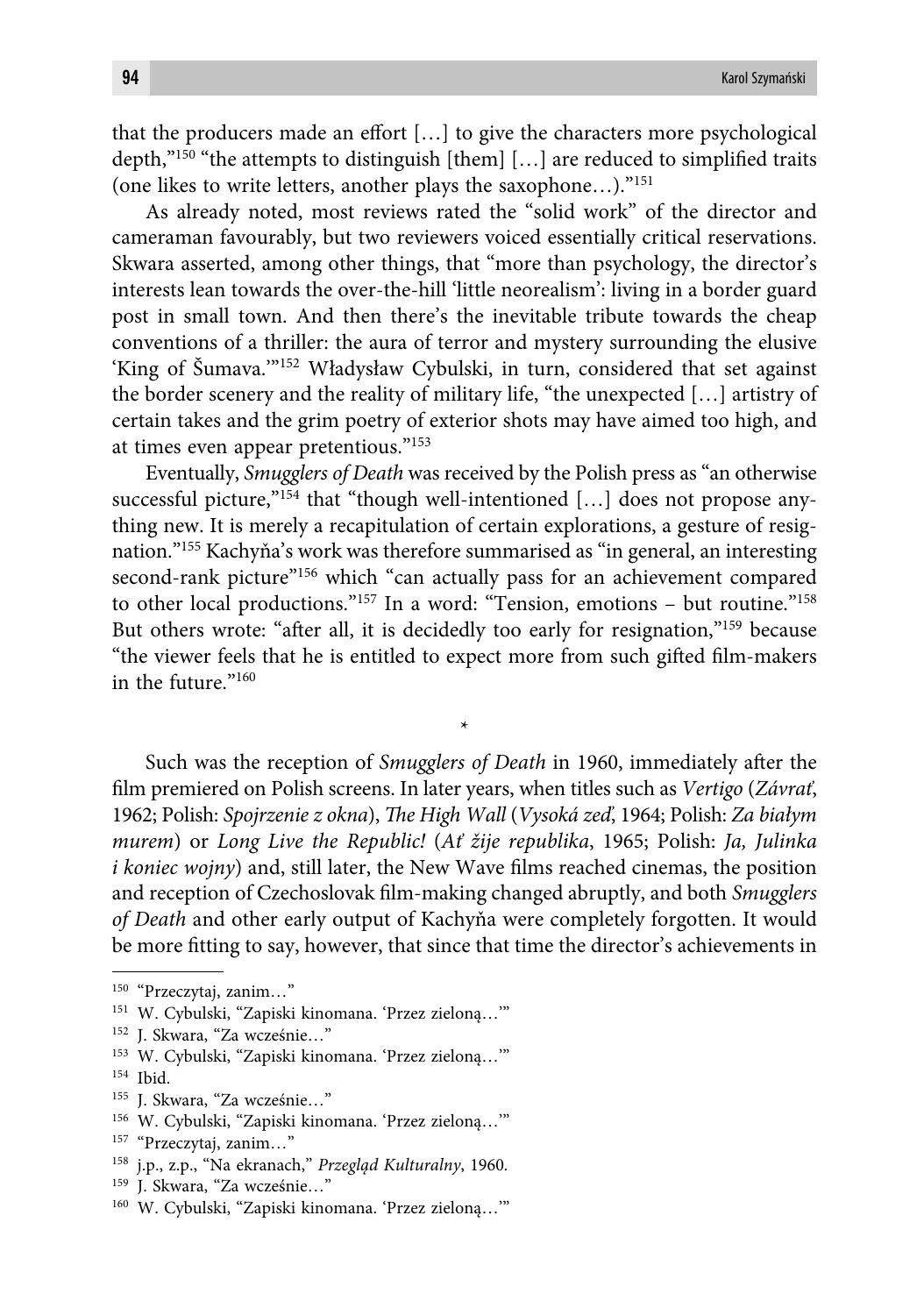that the producers made an effort […] to give the characters more psychological depth,"[150] "the attempts to distinguish [them] […] are reduced to simplified traits (one likes to write letters, another plays the saxophone…)."[151]

As already noted, most reviews rated the "solid work" of the director and cameraman favourably, but two reviewers voiced essentially critical reservations. Skwara asserted, among other things, that "more than psychology, the director's interests lean towards the over-the-hill 'little neorealism': living in a border guard post in small town. And then there's the inevitable tribute towards the cheap conventions of a thriller: the aura of terror and mystery surrounding the elusive 'King of Šumava.'"[152] Władysław Cybulski, in turn, considered that set against the border scenery and the reality of military life, "the unexpected […] artistry of certain takes and the grim poetry of exterior shots may have aimed too high, and at times even appear pretentious."[153]

Eventually, *Smugglers of Death* was received by the Polish press as "an otherwise successful picture,"[154] that "though well-intentioned […] does not propose anything new. It is merely a recapitulation of certain explorations, a gesture of resignation."[155] Kachyňa's work was therefore summarised as "in general, an interesting second-rank picture"[156] which "can actually pass for an achievement compared to other local productions."[157] In a word: "Tension, emotions – but routine."[158] But others wrote: "after all, it is decidedly too early for resignation,"[159] because "the viewer feels that he is entitled to expect more from such gifted film-makers in the future."[160]

*

Such was the reception of *Smugglers of Death* in 1960, immediately after the film premiered on Polish screens. In later years, when titles such as *Vertigo* (*Závrať*, 1962; Polish: *Spojrzenie z okna*), *The High Wall* (*Vysoká zeď*, 1964; Polish: *Za białym murem*) or *Long Live the Republic!* (*Ať žije republika*, 1965; Polish: *Ja, Julinka i koniec wojny*) and, still later, the New Wave films reached cinemas, the position and reception of Czechoslovak film-making changed abruptly, and both *Smugglers of Death* and other early output of Kachyňa were completely forgotten. It would be more fitting to say, however, that since that time the director's achievements in

---

150 "Przeczytaj, zanim…"

151 W. Cybulski, "Zapiski kinomana. 'Przez zieloną…'"

152 J. Skwara, "Za wcześnie…"

153 W. Cybulski, "Zapiski kinomana. 'Przez zieloną…'"

154 Ibid.

155 J. Skwara, "Za wcześnie…"

156 W. Cybulski, "Zapiski kinomana. 'Przez zieloną…'"

157 "Przeczytaj, zanim…"

158 j.p., z.p., "Na ekranach," *Przegląd Kulturalny*, 1960.

159 J. Skwara, "Za wcześnie…"

160 W. Cybulski, "Zapiski kinomana. 'Przez zieloną…'"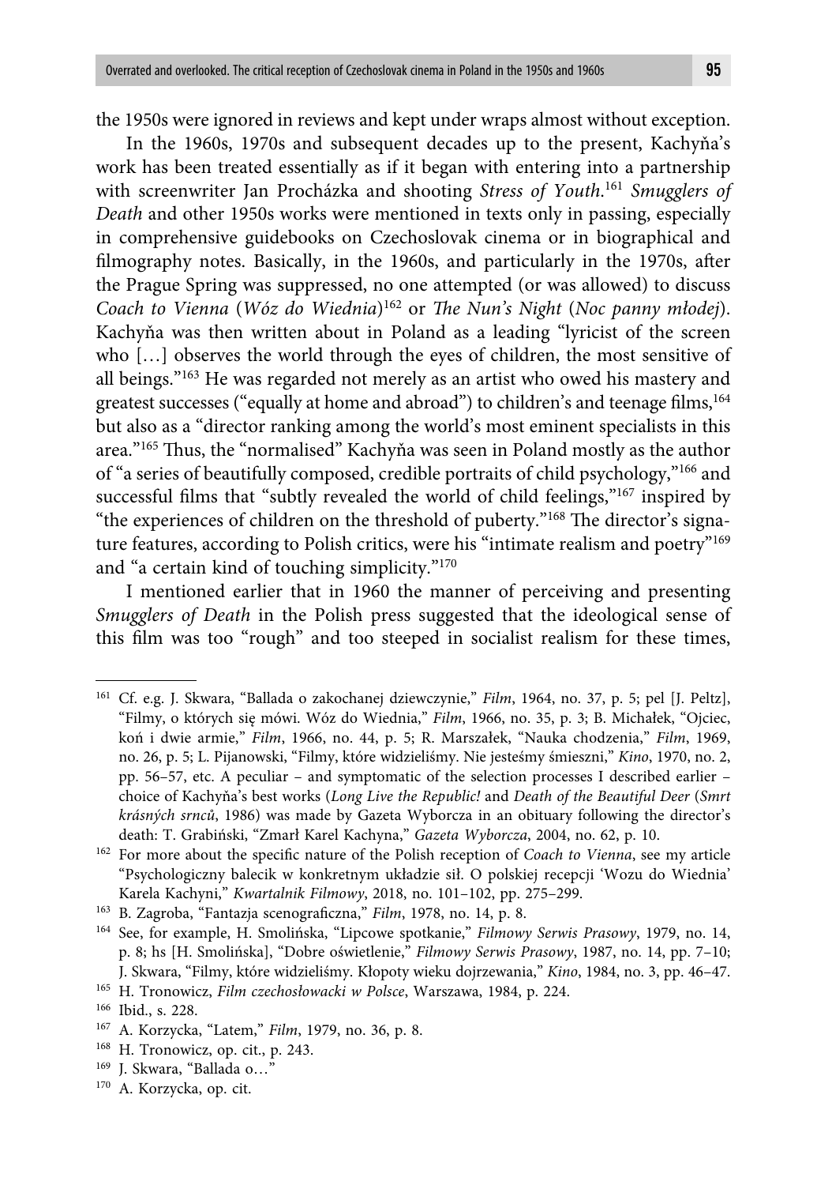the 1950s were ignored in reviews and kept under wraps almost without exception.

In the 1960s, 1970s and subsequent decades up to the present, Kachyňa's work has been treated essentially as if it began with entering into a partnership with screenwriter Jan Procházka and shooting *Stress of Youth*.[161] *Smugglers of Death* and other 1950s works were mentioned in texts only in passing, especially in comprehensive guidebooks on Czechoslovak cinema or in biographical and filmography notes. Basically, in the 1960s, and particularly in the 1970s, after the Prague Spring was suppressed, no one attempted (or was allowed) to discuss *Coach to Vienna* (*Wóz do Wiednia*)[162] or *The Nun's Night* (*Noc panny młodej*). Kachyňa was then written about in Poland as a leading "lyricist of the screen who […] observes the world through the eyes of children, the most sensitive of all beings."[163] He was regarded not merely as an artist who owed his mastery and greatest successes ("equally at home and abroad") to children's and teenage films,[164] but also as a "director ranking among the world's most eminent specialists in this area."[165] Thus, the "normalised" Kachyňa was seen in Poland mostly as the author of "a series of beautifully composed, credible portraits of child psychology,"[166] and successful films that "subtly revealed the world of child feelings,"[167] inspired by "the experiences of children on the threshold of puberty."[168] The director's signature features, according to Polish critics, were his "intimate realism and poetry"[169] and "a certain kind of touching simplicity."[170]

I mentioned earlier that in 1960 the manner of perceiving and presenting *Smugglers of Death* in the Polish press suggested that the ideological sense of this film was too "rough" and too steeped in socialist realism for these times,

---

[161] Cf. e.g. J. Skwara, "Ballada o zakochanej dziewczynie," *Film*, 1964, no. 37, p. 5; pel [J. Peltz], "Filmy, o których się mówi. Wóz do Wiednia," *Film*, 1966, no. 35, p. 3; B. Michałek, "Ojciec, koń i dwie armie," *Film*, 1966, no. 44, p. 5; R. Marszałek, "Nauka chodzenia," *Film*, 1969, no. 26, p. 5; L. Pijanowski, "Filmy, które widzieliśmy. Nie jesteśmy śmieszni," *Kino*, 1970, no. 2, pp. 56–57, etc. A peculiar – and symptomatic of the selection processes I described earlier – choice of Kachyňa's best works (*Long Live the Republic!* and *Death of the Beautiful Deer* (*Smrt krásných srnců*, 1986) was made by Gazeta Wyborcza in an obituary following the director's death: T. Grabiński, "Zmarł Karel Kachyna," *Gazeta Wyborcza*, 2004, no. 62, p. 10.

[162] For more about the specific nature of the Polish reception of *Coach to Vienna*, see my article "Psychologiczny balecik w konkretnym układzie sił. O polskiej recepcji 'Wozu do Wiednia' Karela Kachyni," *Kwartalnik Filmowy*, 2018, no. 101–102, pp. 275–299.

[163] B. Zagroba, "Fantazja scenograficzna," *Film*, 1978, no. 14, p. 8.

[164] See, for example, H. Smolińska, "Lipcowe spotkanie," *Filmowy Serwis Prasowy*, 1979, no. 14, p. 8; hs [H. Smolińska], "Dobre oświetlenie," *Filmowy Serwis Prasowy*, 1987, no. 14, pp. 7–10; J. Skwara, "Filmy, które widzieliśmy. Kłopoty wieku dojrzewania," *Kino*, 1984, no. 3, pp. 46–47.

[165] H. Tronowicz, *Film czechosłowacki w Polsce*, Warszawa, 1984, p. 224.

[166] Ibid., s. 228.

[167] A. Korzycka, "Latem," *Film*, 1979, no. 36, p. 8.

[168] H. Tronowicz, op. cit., p. 243.

[169] J. Skwara, "Ballada o…"

[170] A. Korzycka, op. cit.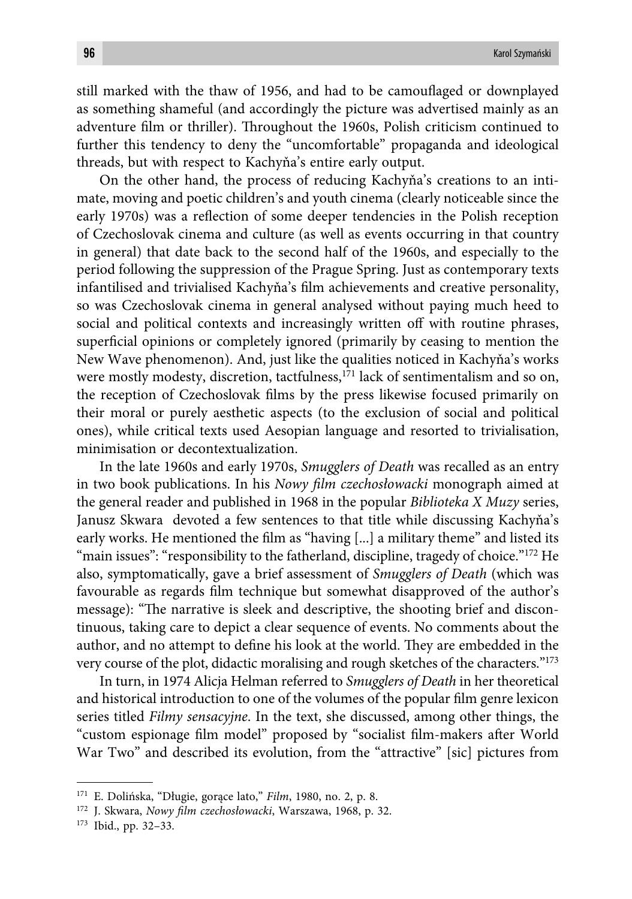still marked with the thaw of 1956, and had to be camouflaged or downplayed as something shameful (and accordingly the picture was advertised mainly as an adventure film or thriller). Throughout the 1960s, Polish criticism continued to further this tendency to deny the "uncomfortable" propaganda and ideological threads, but with respect to Kachyňa's entire early output.

On the other hand, the process of reducing Kachyňa's creations to an intimate, moving and poetic children's and youth cinema (clearly noticeable since the early 1970s) was a reflection of some deeper tendencies in the Polish reception of Czechoslovak cinema and culture (as well as events occurring in that country in general) that date back to the second half of the 1960s, and especially to the period following the suppression of the Prague Spring. Just as contemporary texts infantilised and trivialised Kachyňa's film achievements and creative personality, so was Czechoslovak cinema in general analysed without paying much heed to social and political contexts and increasingly written off with routine phrases, superficial opinions or completely ignored (primarily by ceasing to mention the New Wave phenomenon). And, just like the qualities noticed in Kachyňa's works were mostly modesty, discretion, tactfulness,[171] lack of sentimentalism and so on, the reception of Czechoslovak films by the press likewise focused primarily on their moral or purely aesthetic aspects (to the exclusion of social and political ones), while critical texts used Aesopian language and resorted to trivialisation, minimisation or decontextualization.

In the late 1960s and early 1970s, *Smugglers of Death* was recalled as an entry in two book publications. In his *Nowy film czechosłowacki* monograph aimed at the general reader and published in 1968 in the popular *Biblioteka X Muzy* series, Janusz Skwara devoted a few sentences to that title while discussing Kachyňa's early works. He mentioned the film as "having [...] a military theme" and listed its "main issues": "responsibility to the fatherland, discipline, tragedy of choice."[172] He also, symptomatically, gave a brief assessment of *Smugglers of Death* (which was favourable as regards film technique but somewhat disapproved of the author's message): "The narrative is sleek and descriptive, the shooting brief and discontinuous, taking care to depict a clear sequence of events. No comments about the author, and no attempt to define his look at the world. They are embedded in the very course of the plot, didactic moralising and rough sketches of the characters."[173]

In turn, in 1974 Alicja Helman referred to *Smugglers of Death* in her theoretical and historical introduction to one of the volumes of the popular film genre lexicon series titled *Filmy sensacyjne*. In the text, she discussed, among other things, the "custom espionage film model" proposed by "socialist film-makers after World War Two" and described its evolution, from the "attractive" [sic] pictures from

---

[171] E. Dolińska, "Długie, gorące lato," *Film*, 1980, no. 2, p. 8.

[172] J. Skwara, *Nowy film czechosłowacki*, Warszawa, 1968, p. 32.

[173] Ibid., pp. 32–33.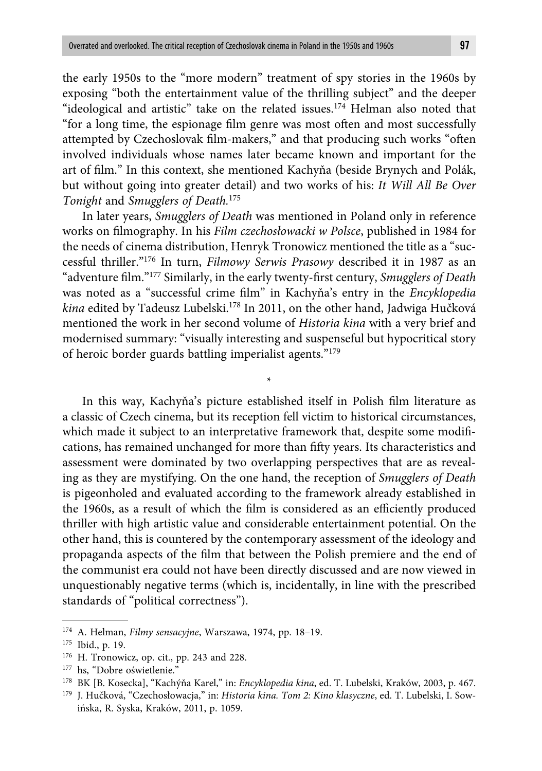the early 1950s to the "more modern" treatment of spy stories in the 1960s by exposing "both the entertainment value of the thrilling subject" and the deeper "ideological and artistic" take on the related issues.[174] Helman also noted that "for a long time, the espionage film genre was most often and most successfully attempted by Czechoslovak film-makers," and that producing such works "often involved individuals whose names later became known and important for the art of film." In this context, she mentioned Kachyňa (beside Brynych and Polák, but without going into greater detail) and two works of his: *It Will All Be Over Tonight* and *Smugglers of Death*.[175]

In later years, *Smugglers of Death* was mentioned in Poland only in reference works on filmography. In his *Film czechosłowacki w Polsce*, published in 1984 for the needs of cinema distribution, Henryk Tronowicz mentioned the title as a "successful thriller."[176] In turn, *Filmowy Serwis Prasowy* described it in 1987 as an "adventure film."[177] Similarly, in the early twenty-first century, *Smugglers of Death* was noted as a "successful crime film" in Kachyňa's entry in the *Encyklopedia kina* edited by Tadeusz Lubelski.[178] In 2011, on the other hand, Jadwiga Hučková mentioned the work in her second volume of *Historia kina* with a very brief and modernised summary: "visually interesting and suspenseful but hypocritical story of heroic border guards battling imperialist agents."[179]

*

In this way, Kachyňa's picture established itself in Polish film literature as a classic of Czech cinema, but its reception fell victim to historical circumstances, which made it subject to an interpretative framework that, despite some modifications, has remained unchanged for more than fifty years. Its characteristics and assessment were dominated by two overlapping perspectives that are as revealing as they are mystifying. On the one hand, the reception of *Smugglers of Death* is pigeonholed and evaluated according to the framework already established in the 1960s, as a result of which the film is considered as an efficiently produced thriller with high artistic value and considerable entertainment potential. On the other hand, this is countered by the contemporary assessment of the ideology and propaganda aspects of the film that between the Polish premiere and the end of the communist era could not have been directly discussed and are now viewed in unquestionably negative terms (which is, incidentally, in line with the prescribed standards of "political correctness").

---

[174] A. Helman, *Filmy sensacyjne*, Warszawa, 1974, pp. 18–19.

[175] Ibid., p. 19.

[176] H. Tronowicz, op. cit., pp. 243 and 228.

[177] hs, "Dobre oświetlenie."

[178] BK [B. Kosecka], "Kachýňa Karel," in: *Encyklopedia kina*, ed. T. Lubelski, Kraków, 2003, p. 467.

[179] J. Hučková, "Czechosłowacja," in: *Historia kina. Tom 2: Kino klasyczne*, ed. T. Lubelski, I. Sowińska, R. Syska, Kraków, 2011, p. 1059.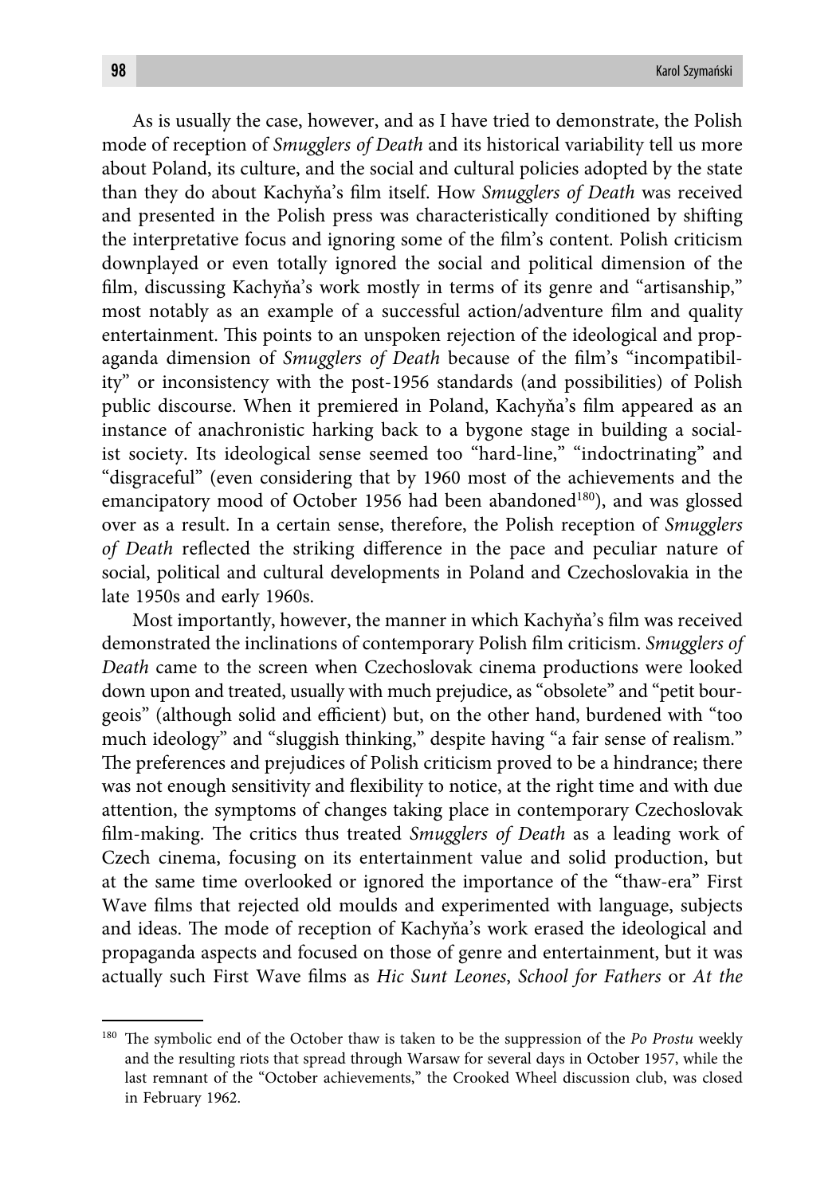As is usually the case, however, and as I have tried to demonstrate, the Polish mode of reception of *Smugglers of Death* and its historical variability tell us more about Poland, its culture, and the social and cultural policies adopted by the state than they do about Kachyňa's film itself. How *Smugglers of Death* was received and presented in the Polish press was characteristically conditioned by shifting the interpretative focus and ignoring some of the film's content. Polish criticism downplayed or even totally ignored the social and political dimension of the film, discussing Kachyňa's work mostly in terms of its genre and "artisanship," most notably as an example of a successful action/adventure film and quality entertainment. This points to an unspoken rejection of the ideological and propaganda dimension of *Smugglers of Death* because of the film's "incompatibility" or inconsistency with the post-1956 standards (and possibilities) of Polish public discourse. When it premiered in Poland, Kachyňa's film appeared as an instance of anachronistic harking back to a bygone stage in building a socialist society. Its ideological sense seemed too "hard-line," "indoctrinating" and "disgraceful" (even considering that by 1960 most of the achievements and the emancipatory mood of October 1956 had been abandoned[180]), and was glossed over as a result. In a certain sense, therefore, the Polish reception of *Smugglers of Death* reflected the striking difference in the pace and peculiar nature of social, political and cultural developments in Poland and Czechoslovakia in the late 1950s and early 1960s.

Most importantly, however, the manner in which Kachyňa's film was received demonstrated the inclinations of contemporary Polish film criticism. *Smugglers of Death* came to the screen when Czechoslovak cinema productions were looked down upon and treated, usually with much prejudice, as "obsolete" and "petit bourgeois" (although solid and efficient) but, on the other hand, burdened with "too much ideology" and "sluggish thinking," despite having "a fair sense of realism." The preferences and prejudices of Polish criticism proved to be a hindrance; there was not enough sensitivity and flexibility to notice, at the right time and with due attention, the symptoms of changes taking place in contemporary Czechoslovak film-making. The critics thus treated *Smugglers of Death* as a leading work of Czech cinema, focusing on its entertainment value and solid production, but at the same time overlooked or ignored the importance of the "thaw-era" First Wave films that rejected old moulds and experimented with language, subjects and ideas. The mode of reception of Kachyňa's work erased the ideological and propaganda aspects and focused on those of genre and entertainment, but it was actually such First Wave films as *Hic Sunt Leones*, *School for Fathers* or *At the*

---

[180] The symbolic end of the October thaw is taken to be the suppression of the *Po Prostu* weekly and the resulting riots that spread through Warsaw for several days in October 1957, while the last remnant of the "October achievements," the Crooked Wheel discussion club, was closed in February 1962.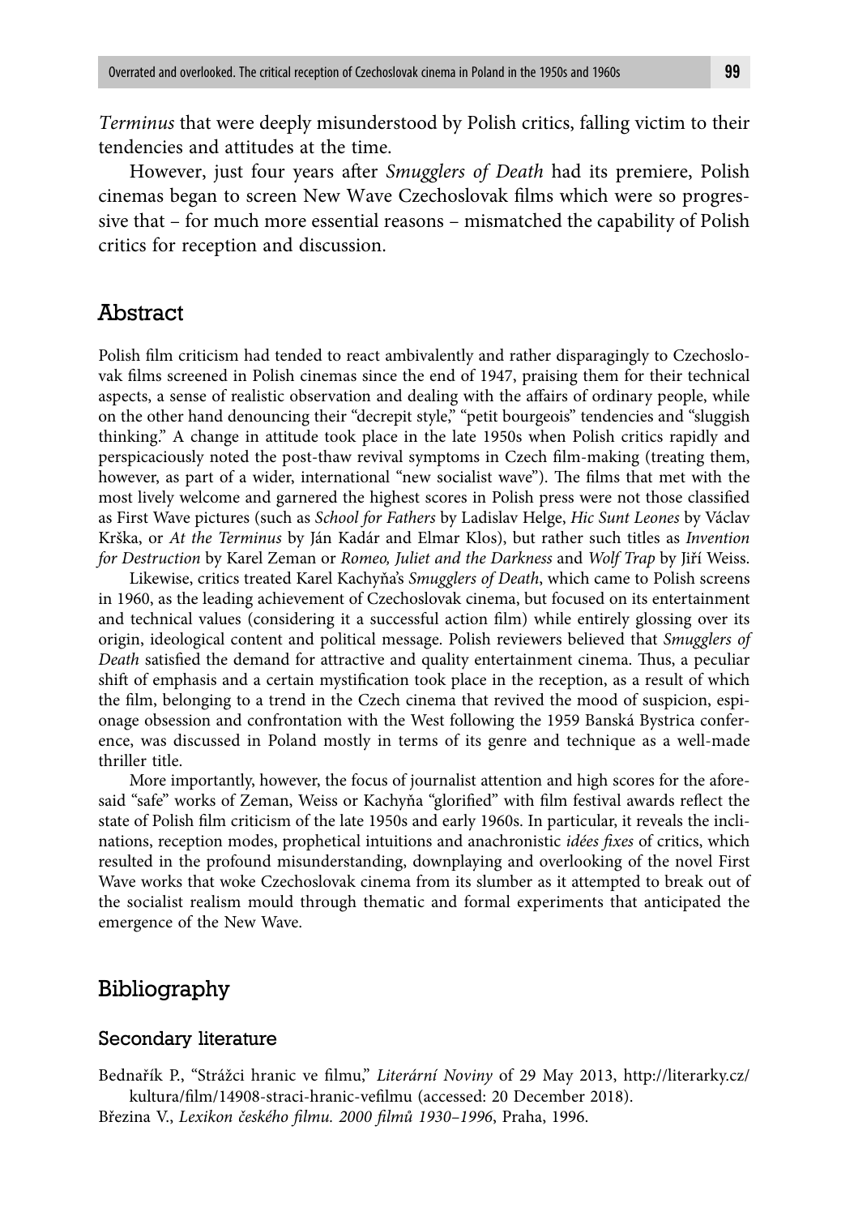*Terminus* that were deeply misunderstood by Polish critics, falling victim to their tendencies and attitudes at the time.

However, just four years after *Smugglers of Death* had its premiere, Polish cinemas began to screen New Wave Czechoslovak films which were so progressive that – for much more essential reasons – mismatched the capability of Polish critics for reception and discussion.

## Abstract

Polish film criticism had tended to react ambivalently and rather disparagingly to Czechoslovak films screened in Polish cinemas since the end of 1947, praising them for their technical aspects, a sense of realistic observation and dealing with the affairs of ordinary people, while on the other hand denouncing their "decrepit style," "petit bourgeois" tendencies and "sluggish thinking." A change in attitude took place in the late 1950s when Polish critics rapidly and perspicaciously noted the post-thaw revival symptoms in Czech film-making (treating them, however, as part of a wider, international "new socialist wave"). The films that met with the most lively welcome and garnered the highest scores in Polish press were not those classified as First Wave pictures (such as *School for Fathers* by Ladislav Helge, *Hic Sunt Leones* by Václav Krška, or *At the Terminus* by Ján Kadár and Elmar Klos), but rather such titles as *Invention for Destruction* by Karel Zeman or *Romeo, Juliet and the Darkness* and *Wolf Trap* by Jiří Weiss.

Likewise, critics treated Karel Kachyňa's *Smugglers of Death*, which came to Polish screens in 1960, as the leading achievement of Czechoslovak cinema, but focused on its entertainment and technical values (considering it a successful action film) while entirely glossing over its origin, ideological content and political message. Polish reviewers believed that *Smugglers of Death* satisfied the demand for attractive and quality entertainment cinema. Thus, a peculiar shift of emphasis and a certain mystification took place in the reception, as a result of which the film, belonging to a trend in the Czech cinema that revived the mood of suspicion, espionage obsession and confrontation with the West following the 1959 Banská Bystrica conference, was discussed in Poland mostly in terms of its genre and technique as a well-made thriller title.

More importantly, however, the focus of journalist attention and high scores for the aforesaid "safe" works of Zeman, Weiss or Kachyňa "glorified" with film festival awards reflect the state of Polish film criticism of the late 1950s and early 1960s. In particular, it reveals the inclinations, reception modes, prophetical intuitions and anachronistic *idées fixes* of critics, which resulted in the profound misunderstanding, downplaying and overlooking of the novel First Wave works that woke Czechoslovak cinema from its slumber as it attempted to break out of the socialist realism mould through thematic and formal experiments that anticipated the emergence of the New Wave.

## Bibliography

### Secondary literature

Bednařík P., "Strážci hranic ve filmu," *Literární Noviny* of 29 May 2013, http://literarky.cz/kultura/film/14908-straci-hranic-vefilmu (accessed: 20 December 2018).

Březina V., *Lexikon českého filmu. 2000 filmů 1930–1996*, Praha, 1996.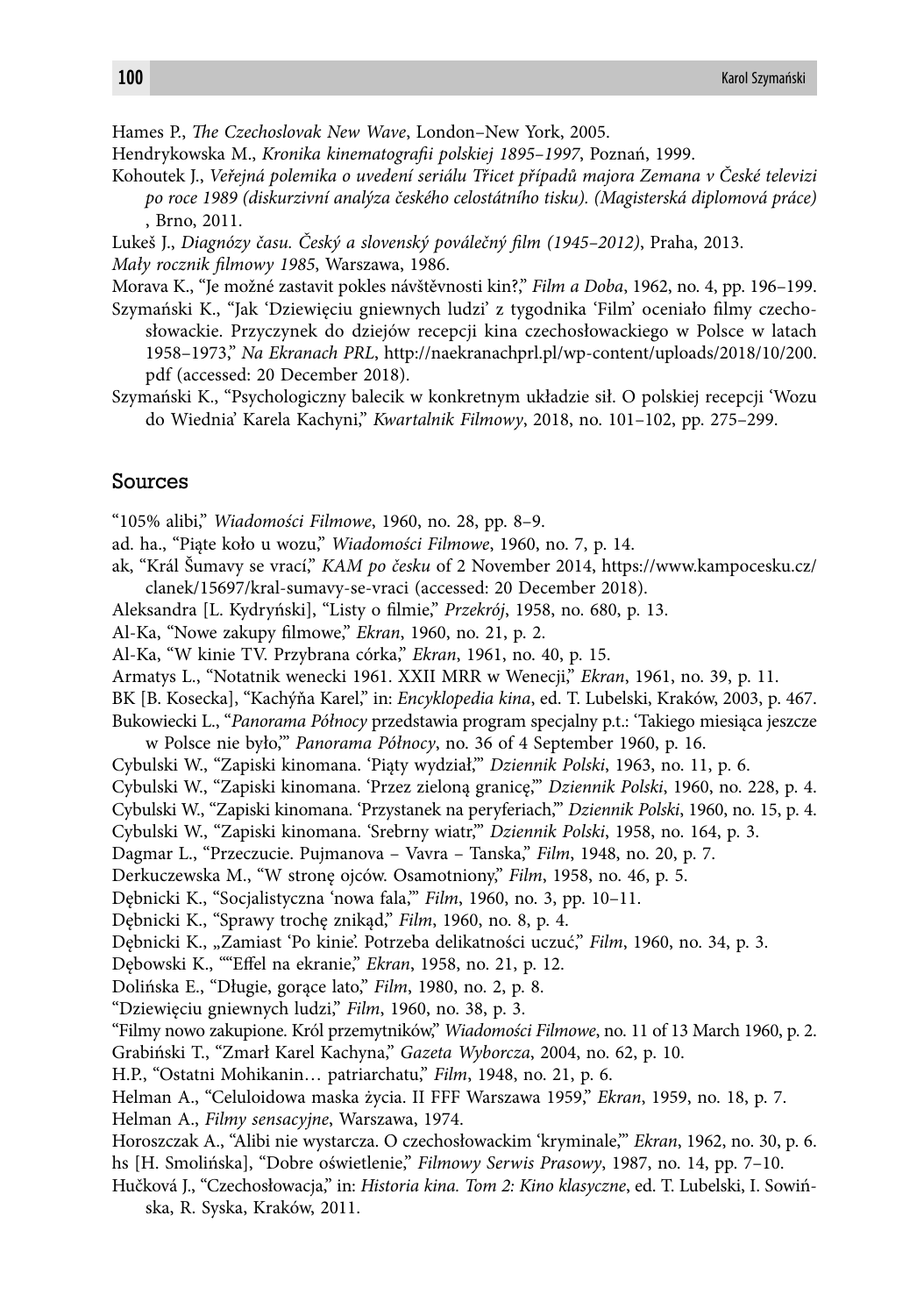Hames P., *The Czechoslovak New Wave*, London–New York, 2005.

Hendrykowska M., *Kronika kinematografii polskiej 1895–1997*, Poznań, 1999.

Kohoutek J., *Veřejná polemika o uvedení seriálu Třicet případů majora Zemana v České televizi po roce 1989 (diskurzivní analýza českého celostátního tisku). (Magisterská diplomová práce)*, Brno, 2011.

Lukeš J., *Diagnózy času. Český a slovenský poválečný film (1945–2012)*, Praha, 2013.

*Mały rocznik filmowy 1985*, Warszawa, 1986.

Morava K., "Je možné zastavit pokles návštěvnosti kin?," *Film a Doba*, 1962, no. 4, pp. 196–199.

Szymański K., "Jak 'Dziewięciu gniewnych ludzi' z tygodnika 'Film' oceniało filmy czechosłowackie. Przyczynek do dziejów recepcji kina czechosłowackiego w Polsce w latach 1958–1973," *Na Ekranach PRL*, http://naekranachprl.pl/wp-content/uploads/2018/10/200.pdf (accessed: 20 December 2018).

Szymański K., "Psychologiczny balecik w konkretnym układzie sił. O polskiej recepcji 'Wozu do Wiednia' Karela Kachyni," *Kwartalnik Filmowy*, 2018, no. 101–102, pp. 275–299.

## Sources

"105% alibi," *Wiadomości Filmowe*, 1960, no. 28, pp. 8–9.

ad. ha., "Piąte koło u wozu," *Wiadomości Filmowe*, 1960, no. 7, p. 14.

ak, "Král Šumavy se vrací," *KAM po česku* of 2 November 2014, https://www.kampocesku.cz/clanek/15697/kral-sumavy-se-vraci (accessed: 20 December 2018).

Aleksandra [L. Kydryński], "Listy o filmie," *Przekrój*, 1958, no. 680, p. 13.

Al-Ka, "Nowe zakupy filmowe," *Ekran*, 1960, no. 21, p. 2.

Al-Ka, "W kinie TV. Przybrana córka," *Ekran*, 1961, no. 40, p. 15.

Armatys L., "Notatnik wenecki 1961. XXII MRR w Wenecji," *Ekran*, 1961, no. 39, p. 11.

BK [B. Kosecka], "Kachýňa Karel," in: *Encyklopedia kina*, ed. T. Lubelski, Kraków, 2003, p. 467.

Bukowiecki L., "*Panorama Północy* przedstawia program specjalny p.t.: 'Takiego miesiąca jeszcze w Polsce nie było,'" *Panorama Północy*, no. 36 of 4 September 1960, p. 16.

Cybulski W., "Zapiski kinomana. 'Piąty wydział,'" *Dziennik Polski*, 1963, no. 11, p. 6.

Cybulski W., "Zapiski kinomana. 'Przez zieloną granicę,'" *Dziennik Polski*, 1960, no. 228, p. 4.

Cybulski W., "Zapiski kinomana. 'Przystanek na peryferiach,'" *Dziennik Polski*, 1960, no. 15, p. 4.

Cybulski W., "Zapiski kinomana. 'Srebrny wiatr,'" *Dziennik Polski*, 1958, no. 164, p. 3.

Dagmar L., "Przeczucie. Pujmanova – Vavra – Tanska," *Film*, 1948, no. 20, p. 7.

Derkuczewska M., "W stronę ojców. Osamotniony," *Film*, 1958, no. 46, p. 5.

Dębnicki K., "Socjalistyczna 'nowa fala,'" *Film*, 1960, no. 3, pp. 10–11.

Dębnicki K., "Sprawy trochę znikąd," *Film*, 1960, no. 8, p. 4.

Dębnicki K., „Zamiast 'Po kinie'. Potrzeba delikatności uczuć," *Film*, 1960, no. 34, p. 3.

Dębowski K., ""Effel na ekranie," *Ekran*, 1958, no. 21, p. 12.

Dolińska E., "Długie, gorące lato," *Film*, 1980, no. 2, p. 8.

"Dziewięciu gniewnych ludzi," *Film*, 1960, no. 38, p. 3.

"Filmy nowo zakupione. Król przemytników," *Wiadomości Filmowe*, no. 11 of 13 March 1960, p. 2.

Grabiński T., "Zmarł Karel Kachyna," *Gazeta Wyborcza*, 2004, no. 62, p. 10.

H.P., "Ostatni Mohikanin… patriarchatu," *Film*, 1948, no. 21, p. 6.

Helman A., "Celuloidowa maska życia. II FFF Warszawa 1959," *Ekran*, 1959, no. 18, p. 7.

Helman A., *Filmy sensacyjne*, Warszawa, 1974.

Horoszczak A., "Alibi nie wystarcza. O czechosłowackim 'kryminale,'" *Ekran*, 1962, no. 30, p. 6.

hs [H. Smolińska], "Dobre oświetlenie," *Filmowy Serwis Prasowy*, 1987, no. 14, pp. 7–10.

Hučková J., "Czechosłowacja," in: *Historia kina. Tom 2: Kino klasyczne*, ed. T. Lubelski, I. Sowińska, R. Syska, Kraków, 2011.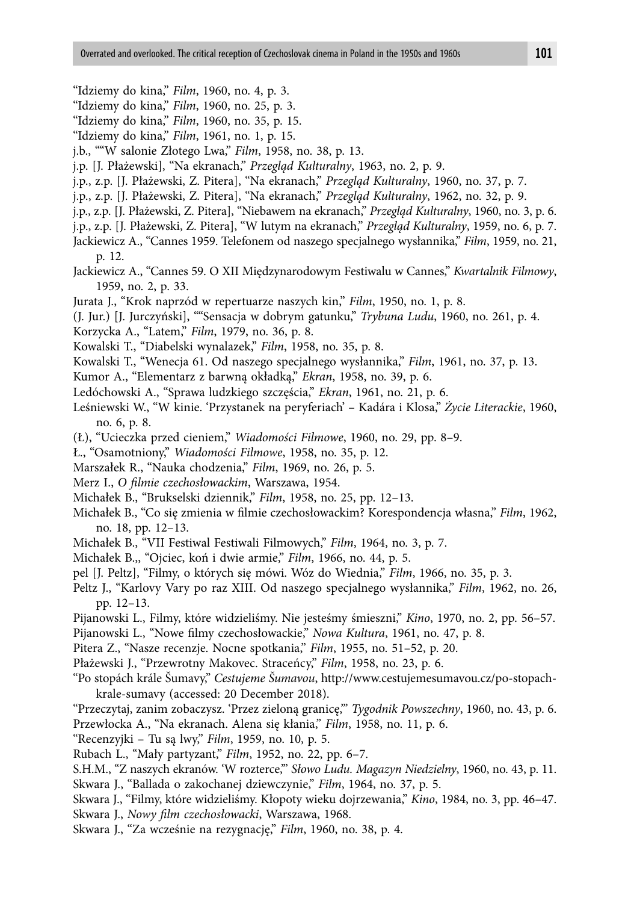"Idziemy do kina," *Film*, 1960, no. 4, p. 3.

"Idziemy do kina," *Film*, 1960, no. 25, p. 3.

"Idziemy do kina," *Film*, 1960, no. 35, p. 15.

"Idziemy do kina," *Film*, 1961, no. 1, p. 15.

j.b., ""W salonie Złotego Lwa," *Film*, 1958, no. 38, p. 13.

j.p. [J. Płażewski], "Na ekranach," *Przegląd Kulturalny*, 1963, no. 2, p. 9.

j.p., z.p. [J. Płażewski, Z. Pitera], "Na ekranach," *Przegląd Kulturalny*, 1960, no. 37, p. 7.

j.p., z.p. [J. Płażewski, Z. Pitera], "Na ekranach," *Przegląd Kulturalny*, 1962, no. 32, p. 9.

j.p., z.p. [J. Płażewski, Z. Pitera], "Niebawem na ekranach," *Przegląd Kulturalny*, 1960, no. 3, p. 6.

j.p., z.p. [J. Płażewski, Z. Pitera], "W lutym na ekranach," *Przegląd Kulturalny*, 1959, no. 6, p. 7.

Jackiewicz A., "Cannes 1959. Telefonem od naszego specjalnego wysłannika," *Film*, 1959, no. 21, p. 12.

Jackiewicz A., "Cannes 59. O XII Międzynarodowym Festiwalu w Cannes," *Kwartalnik Filmowy*, 1959, no. 2, p. 33.

Jurata J., "Krok naprzód w repertuarze naszych kin," *Film*, 1950, no. 1, p. 8.

(J. Jur.) [J. Jurczyński], ""Sensacja w dobrym gatunku," *Trybuna Ludu*, 1960, no. 261, p. 4.

Korzycka A., "Latem," *Film*, 1979, no. 36, p. 8.

Kowalski T., "Diabelski wynalazek," *Film*, 1958, no. 35, p. 8.

Kowalski T., "Wenecja 61. Od naszego specjalnego wysłannika," *Film*, 1961, no. 37, p. 13.

Kumor A., "Elementarz z barwną okładką," *Ekran*, 1958, no. 39, p. 6.

Ledóchowski A., "Sprawa ludzkiego szczęścia," *Ekran*, 1961, no. 21, p. 6.

Leśniewski W., "W kinie. 'Przystanek na peryferiach' – Kadára i Klosa," *Życie Literackie*, 1960, no. 6, p. 8.

(Ł), "Ucieczka przed cieniem," *Wiadomości Filmowe*, 1960, no. 29, pp. 8–9.

Ł., "Osamotniony," *Wiadomości Filmowe*, 1958, no. 35, p. 12.

Marszałek R., "Nauka chodzenia," *Film*, 1969, no. 26, p. 5.

Merz I., *O filmie czechosłowackim*, Warszawa, 1954.

Michałek B., "Brukselski dziennik," *Film*, 1958, no. 25, pp. 12–13.

Michałek B., "Co się zmienia w filmie czechosłowackim? Korespondencja własna," *Film*, 1962, no. 18, pp. 12–13.

Michałek B., "VII Festiwal Festiwali Filmowych," *Film*, 1964, no. 3, p. 7.

Michałek B.,, "Ojciec, koń i dwie armie," *Film*, 1966, no. 44, p. 5.

pel [J. Peltz], "Filmy, o których się mówi. Wóz do Wiednia," *Film*, 1966, no. 35, p. 3.

Peltz J., "Karlovy Vary po raz XIII. Od naszego specjalnego wysłannika," *Film*, 1962, no. 26, pp. 12–13.

Pijanowski L., Filmy, które widzieliśmy. Nie jesteśmy śmieszni," *Kino*, 1970, no. 2, pp. 56–57.

Pijanowski L., "Nowe filmy czechosłowackie," *Nowa Kultura*, 1961, no. 47, p. 8.

Pitera Z., "Nasze recenzje. Nocne spotkania," *Film*, 1955, no. 51–52, p. 20.

Płażewski J., "Przewrotny Makovec. Straceńcy," *Film*, 1958, no. 23, p. 6.

"Po stopách krále Šumavy," *Cestujeme Šumavou*, http://www.cestujemesumavou.cz/po-stopach-krale-sumavy (accessed: 20 December 2018).

"Przeczytaj, zanim zobaczysz. 'Przez zieloną granicę,'" *Tygodnik Powszechny*, 1960, no. 43, p. 6.

Przewłocka A., "Na ekranach. Alena się kłania," *Film*, 1958, no. 11, p. 6.

"Recenzyjki – Tu są lwy," *Film*, 1959, no. 10, p. 5.

Rubach L., "Mały partyzant," *Film*, 1952, no. 22, pp. 6–7.

S.H.M., "Z naszych ekranów. 'W rozterce,'" *Słowo Ludu. Magazyn Niedzielny*, 1960, no. 43, p. 11.

Skwara J., "Ballada o zakochanej dziewczynie," *Film*, 1964, no. 37, p. 5.

Skwara J., "Filmy, które widzieliśmy. Kłopoty wieku dojrzewania," *Kino*, 1984, no. 3, pp. 46–47.

Skwara J., *Nowy film czechosłowacki*, Warszawa, 1968.

Skwara J., "Za wcześnie na rezygnację," *Film*, 1960, no. 38, p. 4.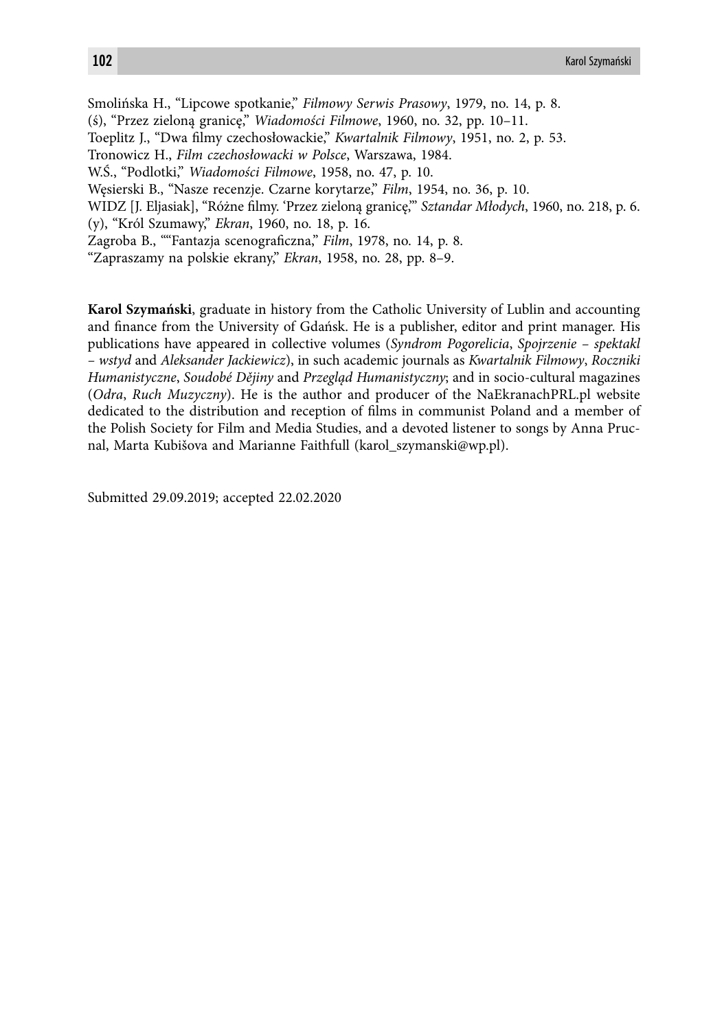Smolińska H., "Lipcowe spotkanie," *Filmowy Serwis Prasowy*, 1979, no. 14, p. 8.
(ś), "Przez zieloną granicę," *Wiadomości Filmowe*, 1960, no. 32, pp. 10–11.
Toeplitz J., "Dwa filmy czechosłowackie," *Kwartalnik Filmowy*, 1951, no. 2, p. 53.
Tronowicz H., *Film czechosłowacki w Polsce*, Warszawa, 1984.
W.Ś., "Podlotki," *Wiadomości Filmowe*, 1958, no. 47, p. 10.
Węsierski B., "Nasze recenzje. Czarne korytarze," *Film*, 1954, no. 36, p. 10.
WIDZ [J. Eljasiak], "Różne filmy. 'Przez zieloną granicę,'" *Sztandar Młodych*, 1960, no. 218, p. 6.
(y), "Król Szumawy," *Ekran*, 1960, no. 18, p. 16.
Zagroba B., ""Fantazja scenograficzna," *Film*, 1978, no. 14, p. 8.
"Zapraszamy na polskie ekrany," *Ekran*, 1958, no. 28, pp. 8–9.

**Karol Szymański**, graduate in history from the Catholic University of Lublin and accounting and finance from the University of Gdańsk. He is a publisher, editor and print manager. His publications have appeared in collective volumes (*Syndrom Pogorelicia*, *Spojrzenie – spektakl – wstyd* and *Aleksander Jackiewicz*), in such academic journals as *Kwartalnik Filmowy*, *Roczniki Humanistyczne*, *Soudobé Dějiny* and *Przegląd Humanistyczny*; and in socio-cultural magazines (*Odra*, *Ruch Muzyczny*). He is the author and producer of the NaEkranachPRL.pl website dedicated to the distribution and reception of films in communist Poland and a member of the Polish Society for Film and Media Studies, and a devoted listener to songs by Anna Prucnal, Marta Kubišova and Marianne Faithfull (karol_szymanski@wp.pl).

Submitted 29.09.2019; accepted 22.02.2020